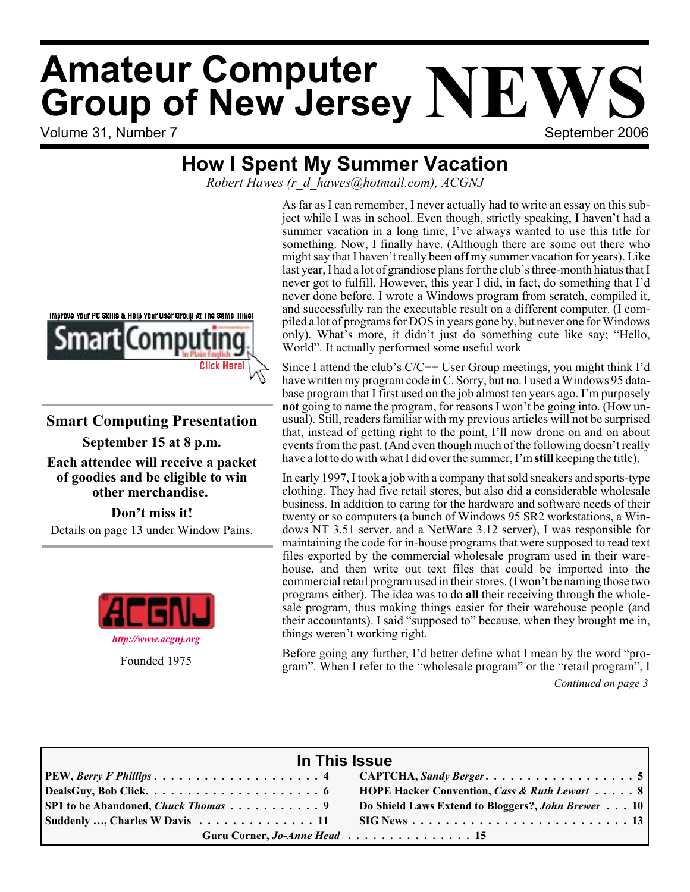# Amateur Computer Group of New Jersey NEWS

Volume 31, Number 7 — September 2006

## How I Spent My Summer Vacation

*Robert Hawes (r_d_hawes@hotmail.com), ACGNJ*

As far as I can remember, I never actually had to write an essay on this subject while I was in school. Even though, strictly speaking, I haven't had a summer vacation in a long time, I've always wanted to use this title for something. Now, I finally have. (Although there are some out there who might say that I haven't really been **off** my summer vacation for years). Like last year, I had a lot of grandiose plans for the club's three-month hiatus that I never got to fulfill. However, this year I did, in fact, do something that I'd never done before. I wrote a Windows program from scratch, compiled it, and successfully ran the executable result on a different computer. (I compiled a lot of programs for DOS in years gone by, but never one for Windows only). What's more, it didn't just do something cute like say; "Hello, World". It actually performed some useful work

Since I attend the club's C/C++ User Group meetings, you might think I'd have written my program code in C. Sorry, but no. I used a Windows 95 database program that I first used on the job almost ten years ago. I'm purposely **not** going to name the program, for reasons I won't be going into. (How unusual). Still, readers familiar with my previous articles will not be surprised that, instead of getting right to the point, I'll now drone on and on about events from the past. (And even though much of the following doesn't really have a lot to do with what I did over the summer, I'm **still** keeping the title).

In early 1997, I took a job with a company that sold sneakers and sports-type clothing. They had five retail stores, but also did a considerable wholesale business. In addition to caring for the hardware and software needs of their twenty or so computers (a bunch of Windows 95 SR2 workstations, a Windows NT 3.51 server, and a NetWare 3.12 server), I was responsible for maintaining the code for in-house programs that were supposed to read text files exported by the commercial wholesale program used in their warehouse, and then write out text files that could be imported into the commercial retail program used in their stores. (I won't be naming those two programs either). The idea was to do **all** their receiving through the wholesale program, thus making things easier for their warehouse people (and their accountants). I said "supposed to" because, when they brought me in, things weren't working right.

Before going any further, I'd better define what I mean by the word "program". When I refer to the "wholesale program" or the "retail program", I

*Continued on page 3*

Improve Your PC Skills & Help Your User Group At The Same Time!

SmartComputing In Plain English — Click Here!

### Smart Computing Presentation

**September 15 at 8 p.m.**

**Each attendee will receive a packet of goodies and be eligible to win other merchandise.**

**Don't miss it!**

Details on page 13 under Window Pains.

ACGNJ

*http://www.acgnj.org*

Founded 1975

## In This Issue

| | |
|---|---|
| **PEW**, *Berry F Phillips* . . . 4 | **CAPTCHA**, *Sandy Berger* . . . 5 |
| **DealsGuy, Bob Click** . . . 6 | **HOPE Hacker Convention**, *Cass & Ruth Lewart* . . . 8 |
| **SP1 to be Abandoned**, *Chuck Thomas* . . . 9 | **Do Shield Laws Extend to Bloggers?**, *John Brewer* . . . 10 |
| **Suddenly …, Charles W Davis** . . . 11 | **SIG News** . . . 13 |
| **Guru Corner**, *Jo-Anne Head* . . . 15 | |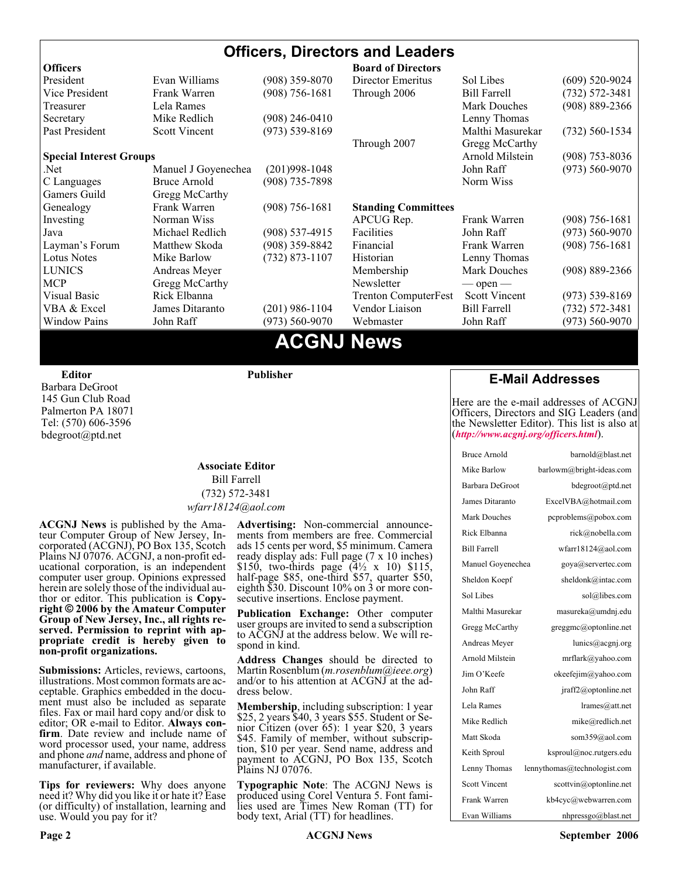## Officers, Directors and Leaders

| | | | | | |
|---|---|---|---|---|---|
| **Officers** | | | **Board of Directors** | | |
| President | Evan Williams | (908) 359-8070 | Director Emeritus | Sol Libes | (609) 520-9024 |
| Vice President | Frank Warren | (908) 756-1681 | Through 2006 | Bill Farrell | (732) 572-3481 |
| Treasurer | Lela Rames | | | Mark Douches | (908) 889-2366 |
| Secretary | Mike Redlich | (908) 246-0410 | | Lenny Thomas | |
| Past President | Scott Vincent | (973) 539-8169 | | Malthi Masurekar | (732) 560-1534 |
| | | | Through 2007 | Gregg McCarthy | |
| **Special Interest Groups** | | | | Arnold Milstein | (908) 753-8036 |
| .Net | Manuel J Goyenechea | (201)998-1048 | | John Raff | (973) 560-9070 |
| C Languages | Bruce Arnold | (908) 735-7898 | | Norm Wiss | |
| Gamers Guild | Gregg McCarthy | | | | |
| Genealogy | Frank Warren | (908) 756-1681 | **Standing Committees** | | |
| Investing | Norman Wiss | | APCUG Rep. | Frank Warren | (908) 756-1681 |
| Java | Michael Redlich | (908) 537-4915 | Facilities | John Raff | (973) 560-9070 |
| Layman's Forum | Matthew Skoda | (908) 359-8842 | Financial | Frank Warren | (908) 756-1681 |
| Lotus Notes | Mike Barlow | (732) 873-1107 | Historian | Lenny Thomas | |
| LUNICS | Andreas Meyer | | Membership | Mark Douches | (908) 889-2366 |
| MCP | Gregg McCarthy | | Newsletter | — open — | |
| Visual Basic | Rick Elbanna | | Trenton ComputerFest | Scott Vincent | (973) 539-8169 |
| VBA & Excel | James Ditaranto | (201) 986-1104 | Vendor Liaison | Bill Farrell | (732) 572-3481 |
| Window Pains | John Raff | (973) 560-9070 | Webmaster | John Raff | (973) 560-9070 |

# ACGNJ News

**Editor**
Barbara DeGroot
145 Gun Club Road
Palmerton PA 18071
Tel: (570) 606-3596
bdegroot@ptd.net

**Publisher**

**Associate Editor**
Bill Farrell
(732) 572-3481
*wfarr18124@aol.com*

**ACGNJ News** is published by the Amateur Computer Group of New Jersey, Incorporated (ACGNJ), PO Box 135, Scotch Plains NJ 07076. ACGNJ, a non-profit educational corporation, is an independent computer user group. Opinions expressed herein are solely those of the individual author or editor. This publication is **Copyright © 2006 by the Amateur Computer Group of New Jersey, Inc., all rights reserved. Permission to reprint with appropriate credit is hereby given to non-profit organizations.**

**Submissions:** Articles, reviews, cartoons, illustrations. Most common formats are acceptable. Graphics embedded in the document must also be included as separate files. Fax or mail hard copy and/or disk to editor; OR e-mail to Editor. **Always confirm**. Date review and include name of word processor used, your name, address and phone *and* name, address and phone of manufacturer, if available.

**Tips for reviewers:** Why does anyone need it? Why did you like it or hate it? Ease (or difficulty) of installation, learning and use. Would you pay for it?

**Advertising:** Non-commercial announcements from members are free. Commercial ads 15 cents per word, $5 minimum. Camera ready display ads: Full page (7 x 10 inches) $150, two-thirds page (4½ x 10) $115, half-page $85, one-third $57, quarter $50, eighth $30. Discount 10% on 3 or more consecutive insertions. Enclose payment.

**Publication Exchange:** Other computer user groups are invited to send a subscription to ACGNJ at the address below. We will respond in kind.

**Address Changes** should be directed to Martin Rosenblum (*m.rosenblum@ieee.org*) and/or to his attention at ACGNJ at the address below.

**Membership**, including subscription: 1 year $25, 2 years $40, 3 years $55. Student or Senior Citizen (over 65): 1 year $20, 3 years $45. Family of member, without subscription, $10 per year. Send name, address and payment to ACGNJ, PO Box 135, Scotch Plains NJ 07076.

**Typographic Note**: The ACGNJ News is produced using Corel Ventura 5. Font families used are Times New Roman (TT) for body text, Arial (TT) for headlines.

## E-Mail Addresses

Here are the e-mail addresses of ACGNJ Officers, Directors and SIG Leaders (and the Newsletter Editor). This list is also at (***http://www.acgnj.org/officers.html***).

| | |
|---|---|
| Bruce Arnold | barnold@blast.net |
| Mike Barlow | barlowm@bright-ideas.com |
| Barbara DeGroot | bdegroot@ptd.net |
| James Ditaranto | ExcelVBA@hotmail.com |
| Mark Douches | pcproblems@pobox.com |
| Rick Elbanna | rick@nobella.com |
| Bill Farrell | wfarr18124@aol.com |
| Manuel Goyenechea | goya@servertec.com |
| Sheldon Koepf | sheldonk@intac.com |
| Sol Libes | sol@libes.com |
| Malthi Masurekar | masureka@umdnj.edu |
| Gregg McCarthy | greggmc@optonline.net |
| Andreas Meyer | lunics@acgnj.org |
| Arnold Milstein | mrflark@yahoo.com |
| Jim O'Keefe | okeefejim@yahoo.com |
| John Raff | jraff2@optonline.net |
| Lela Rames | lrames@att.net |
| Mike Redlich | mike@redlich.net |
| Matt Skoda | som359@aol.com |
| Keith Sproul | ksproul@noc.rutgers.edu |
| Lenny Thomas | lennythomas@technologist.com |
| Scott Vincent | scottvin@optonline.net |
| Frank Warren | kb4cyc@webwarren.com |
| Evan Williams | nhpressgo@blast.net |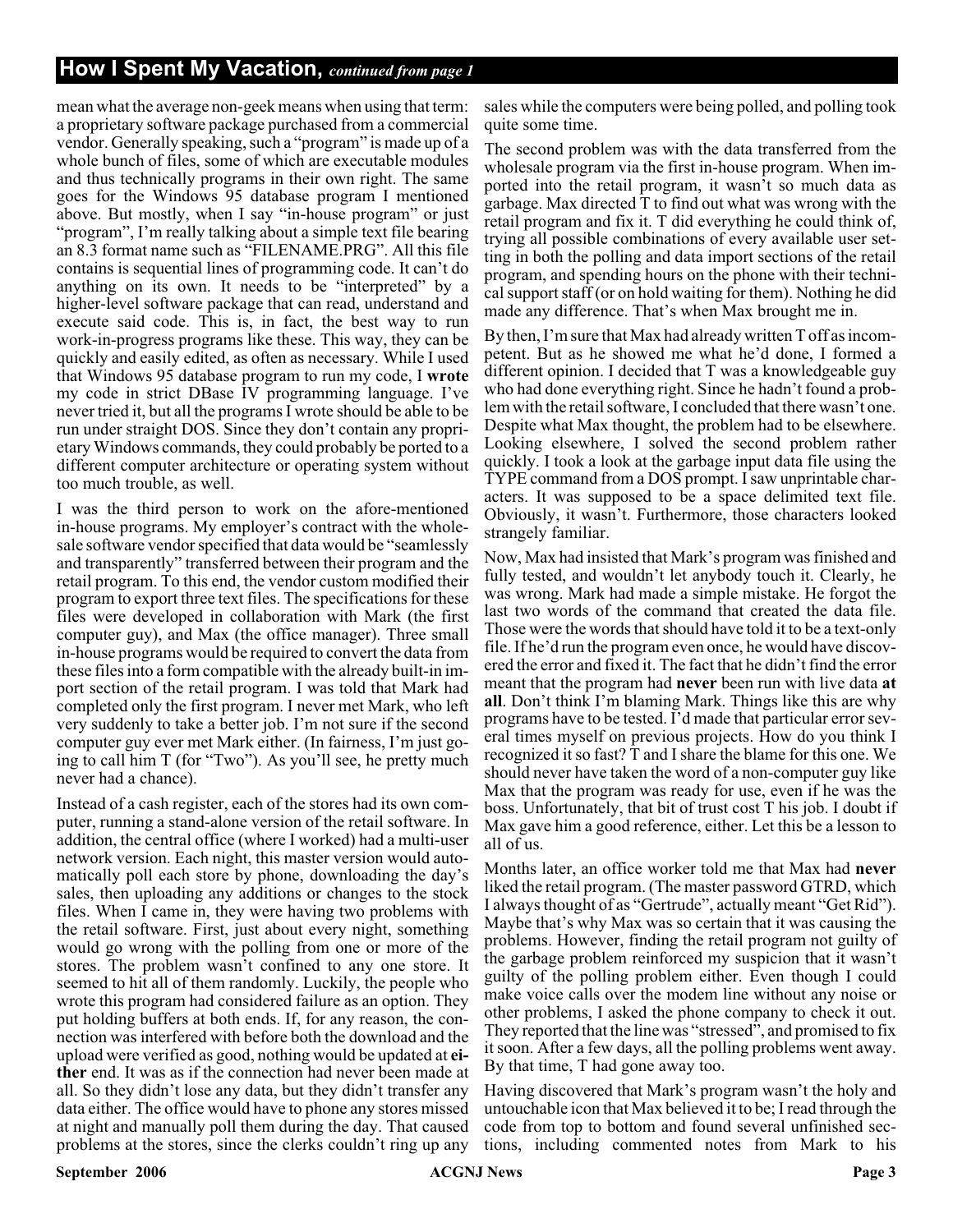## How I Spent My Vacation, *continued from page 1*

mean what the average non-geek means when using that term: a proprietary software package purchased from a commercial vendor. Generally speaking, such a "program" is made up of a whole bunch of files, some of which are executable modules and thus technically programs in their own right. The same goes for the Windows 95 database program I mentioned above. But mostly, when I say "in-house program" or just "program", I'm really talking about a simple text file bearing an 8.3 format name such as "FILENAME.PRG". All this file contains is sequential lines of programming code. It can't do anything on its own. It needs to be "interpreted" by a higher-level software package that can read, understand and execute said code. This is, in fact, the best way to run work-in-progress programs like these. This way, they can be quickly and easily edited, as often as necessary. While I used that Windows 95 database program to run my code, I **wrote** my code in strict DBase IV programming language. I've never tried it, but all the programs I wrote should be able to be run under straight DOS. Since they don't contain any proprietary Windows commands, they could probably be ported to a different computer architecture or operating system without too much trouble, as well.

I was the third person to work on the afore-mentioned in-house programs. My employer's contract with the wholesale software vendor specified that data would be "seamlessly and transparently" transferred between their program and the retail program. To this end, the vendor custom modified their program to export three text files. The specifications for these files were developed in collaboration with Mark (the first computer guy), and Max (the office manager). Three small in-house programs would be required to convert the data from these files into a form compatible with the already built-in import section of the retail program. I was told that Mark had completed only the first program. I never met Mark, who left very suddenly to take a better job. I'm not sure if the second computer guy ever met Mark either. (In fairness, I'm just going to call him T (for "Two"). As you'll see, he pretty much never had a chance).

Instead of a cash register, each of the stores had its own computer, running a stand-alone version of the retail software. In addition, the central office (where I worked) had a multi-user network version. Each night, this master version would automatically poll each store by phone, downloading the day's sales, then uploading any additions or changes to the stock files. When I came in, they were having two problems with the retail software. First, just about every night, something would go wrong with the polling from one or more of the stores. The problem wasn't confined to any one store. It seemed to hit all of them randomly. Luckily, the people who wrote this program had considered failure as an option. They put holding buffers at both ends. If, for any reason, the connection was interfered with before both the download and the upload were verified as good, nothing would be updated at **either** end. It was as if the connection had never been made at all. So they didn't lose any data, but they didn't transfer any data either. The office would have to phone any stores missed at night and manually poll them during the day. That caused problems at the stores, since the clerks couldn't ring up any sales while the computers were being polled, and polling took quite some time.

The second problem was with the data transferred from the wholesale program via the first in-house program. When imported into the retail program, it wasn't so much data as garbage. Max directed T to find out what was wrong with the retail program and fix it. T did everything he could think of, trying all possible combinations of every available user setting in both the polling and data import sections of the retail program, and spending hours on the phone with their technical support staff (or on hold waiting for them). Nothing he did made any difference. That's when Max brought me in.

By then, I'm sure that Max had already written T off as incompetent. But as he showed me what he'd done, I formed a different opinion. I decided that T was a knowledgeable guy who had done everything right. Since he hadn't found a problem with the retail software, I concluded that there wasn't one. Despite what Max thought, the problem had to be elsewhere. Looking elsewhere, I solved the second problem rather quickly. I took a look at the garbage input data file using the TYPE command from a DOS prompt. I saw unprintable characters. It was supposed to be a space delimited text file. Obviously, it wasn't. Furthermore, those characters looked strangely familiar.

Now, Max had insisted that Mark's program was finished and fully tested, and wouldn't let anybody touch it. Clearly, he was wrong. Mark had made a simple mistake. He forgot the last two words of the command that created the data file. Those were the words that should have told it to be a text-only file. If he'd run the program even once, he would have discovered the error and fixed it. The fact that he didn't find the error meant that the program had **never** been run with live data **at all**. Don't think I'm blaming Mark. Things like this are why programs have to be tested. I'd made that particular error several times myself on previous projects. How do you think I recognized it so fast? T and I share the blame for this one. We should never have taken the word of a non-computer guy like Max that the program was ready for use, even if he was the boss. Unfortunately, that bit of trust cost T his job. I doubt if Max gave him a good reference, either. Let this be a lesson to all of us.

Months later, an office worker told me that Max had **never** liked the retail program. (The master password GTRD, which I always thought of as "Gertrude", actually meant "Get Rid"). Maybe that's why Max was so certain that it was causing the problems. However, finding the retail program not guilty of the garbage problem reinforced my suspicion that it wasn't guilty of the polling problem either. Even though I could make voice calls over the modem line without any noise or other problems, I asked the phone company to check it out. They reported that the line was "stressed", and promised to fix it soon. After a few days, all the polling problems went away. By that time, T had gone away too.

Having discovered that Mark's program wasn't the holy and untouchable icon that Max believed it to be; I read through the code from top to bottom and found several unfinished sections, including commented notes from Mark to his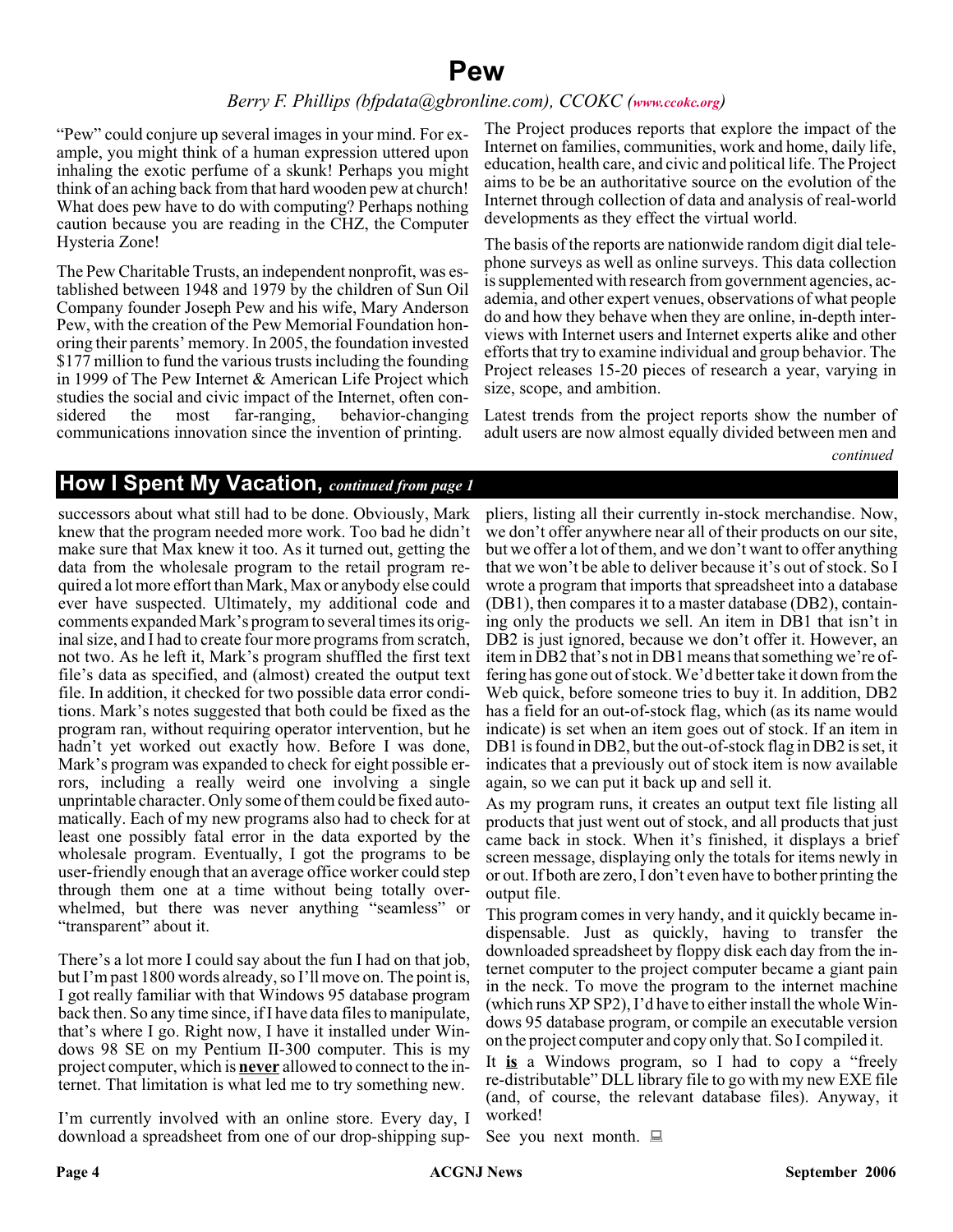# Pew

*Berry F. Phillips (bfpdata@gbronline.com), CCOKC (www.ccokc.org)*

"Pew" could conjure up several images in your mind. For example, you might think of a human expression uttered upon inhaling the exotic perfume of a skunk! Perhaps you might think of an aching back from that hard wooden pew at church! What does pew have to do with computing? Perhaps nothing caution because you are reading in the CHZ, the Computer Hysteria Zone!

The Pew Charitable Trusts, an independent nonprofit, was established between 1948 and 1979 by the children of Sun Oil Company founder Joseph Pew and his wife, Mary Anderson Pew, with the creation of the Pew Memorial Foundation honoring their parents' memory. In 2005, the foundation invested $177 million to fund the various trusts including the founding in 1999 of The Pew Internet & American Life Project which studies the social and civic impact of the Internet, often considered the most far-ranging, behavior-changing communications innovation since the invention of printing.

The Project produces reports that explore the impact of the Internet on families, communities, work and home, daily life, education, health care, and civic and political life. The Project aims to be be an authoritative source on the evolution of the Internet through collection of data and analysis of real-world developments as they effect the virtual world.

The basis of the reports are nationwide random digit dial telephone surveys as well as online surveys. This data collection is supplemented with research from government agencies, academia, and other expert venues, observations of what people do and how they behave when they are online, in-depth interviews with Internet users and Internet experts alike and other efforts that try to examine individual and group behavior. The Project releases 15-20 pieces of research a year, varying in size, scope, and ambition.

Latest trends from the project reports show the number of adult users are now almost equally divided between men and

*continued*

## How I Spent My Vacation, *continued from page 1*

successors about what still had to be done. Obviously, Mark knew that the program needed more work. Too bad he didn't make sure that Max knew it too. As it turned out, getting the data from the wholesale program to the retail program required a lot more effort than Mark, Max or anybody else could ever have suspected. Ultimately, my additional code and comments expanded Mark's program to several times its original size, and I had to create four more programs from scratch, not two. As he left it, Mark's program shuffled the first text file's data as specified, and (almost) created the output text file. In addition, it checked for two possible data error conditions. Mark's notes suggested that both could be fixed as the program ran, without requiring operator intervention, but he hadn't yet worked out exactly how. Before I was done, Mark's program was expanded to check for eight possible errors, including a really weird one involving a single unprintable character. Only some of them could be fixed automatically. Each of my new programs also had to check for at least one possibly fatal error in the data exported by the wholesale program. Eventually, I got the programs to be user-friendly enough that an average office worker could step through them one at a time without being totally overwhelmed, but there was never anything "seamless" or "transparent" about it.

There's a lot more I could say about the fun I had on that job, but I'm past 1800 words already, so I'll move on. The point is, I got really familiar with that Windows 95 database program back then. So any time since, if I have data files to manipulate, that's where I go. Right now, I have it installed under Windows 98 SE on my Pentium II-300 computer. This is my project computer, which is **never** allowed to connect to the internet. That limitation is what led me to try something new.

I'm currently involved with an online store. Every day, I download a spreadsheet from one of our drop-shipping suppliers, listing all their currently in-stock merchandise. Now, we don't offer anywhere near all of their products on our site, but we offer a lot of them, and we don't want to offer anything that we won't be able to deliver because it's out of stock. So I wrote a program that imports that spreadsheet into a database (DB1), then compares it to a master database (DB2), containing only the products we sell. An item in DB1 that isn't in DB2 is just ignored, because we don't offer it. However, an item in DB2 that's not in DB1 means that something we're offering has gone out of stock. We'd better take it down from the Web quick, before someone tries to buy it. In addition, DB2 has a field for an out-of-stock flag, which (as its name would indicate) is set when an item goes out of stock. If an item in DB1 is found in DB2, but the out-of-stock flag in DB2 is set, it indicates that a previously out of stock item is now available again, so we can put it back up and sell it.

As my program runs, it creates an output text file listing all products that just went out of stock, and all products that just came back in stock. When it's finished, it displays a brief screen message, displaying only the totals for items newly in or out. If both are zero, I don't even have to bother printing the output file.

This program comes in very handy, and it quickly became indispensable. Just as quickly, having to transfer the downloaded spreadsheet by floppy disk each day from the internet computer to the project computer became a giant pain in the neck. To move the program to the internet machine (which runs XP SP2), I'd have to either install the whole Windows 95 database program, or compile an executable version on the project computer and copy only that. So I compiled it.

It **is** a Windows program, so I had to copy a "freely re-distributable" DLL library file to go with my new EXE file (and, of course, the relevant database files). Anyway, it worked!

See you next month.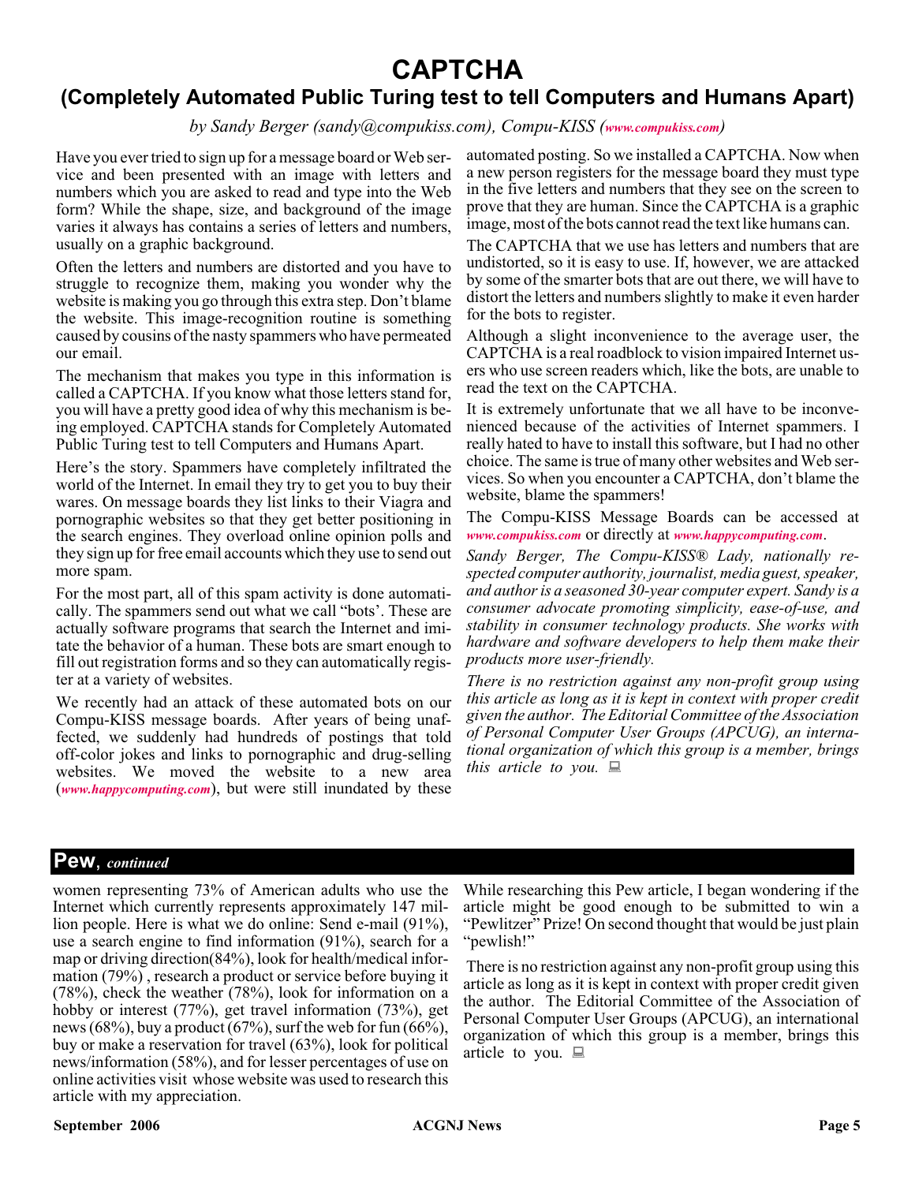# CAPTCHA

## (Completely Automated Public Turing test to tell Computers and Humans Apart)

*by Sandy Berger (sandy@compukiss.com), Compu-KISS (www.compukiss.com)*

Have you ever tried to sign up for a message board or Web service and been presented with an image with letters and numbers which you are asked to read and type into the Web form? While the shape, size, and background of the image varies it always has contains a series of letters and numbers, usually on a graphic background.

Often the letters and numbers are distorted and you have to struggle to recognize them, making you wonder why the website is making you go through this extra step. Don't blame the website. This image-recognition routine is something caused by cousins of the nasty spammers who have permeated our email.

The mechanism that makes you type in this information is called a CAPTCHA. If you know what those letters stand for, you will have a pretty good idea of why this mechanism is being employed. CAPTCHA stands for Completely Automated Public Turing test to tell Computers and Humans Apart.

Here's the story. Spammers have completely infiltrated the world of the Internet. In email they try to get you to buy their wares. On message boards they list links to their Viagra and pornographic websites so that they get better positioning in the search engines. They overload online opinion polls and they sign up for free email accounts which they use to send out more spam.

For the most part, all of this spam activity is done automatically. The spammers send out what we call "bots'. These are actually software programs that search the Internet and imitate the behavior of a human. These bots are smart enough to fill out registration forms and so they can automatically register at a variety of websites.

We recently had an attack of these automated bots on our Compu-KISS message boards. After years of being unaffected, we suddenly had hundreds of postings that told off-color jokes and links to pornographic and drug-selling websites. We moved the website to a new area (*www.happycomputing.com*), but were still inundated by these automated posting. So we installed a CAPTCHA. Now when a new person registers for the message board they must type in the five letters and numbers that they see on the screen to prove that they are human. Since the CAPTCHA is a graphic image, most of the bots cannot read the text like humans can.

The CAPTCHA that we use has letters and numbers that are undistorted, so it is easy to use. If, however, we are attacked by some of the smarter bots that are out there, we will have to distort the letters and numbers slightly to make it even harder for the bots to register.

Although a slight inconvenience to the average user, the CAPTCHA is a real roadblock to vision impaired Internet users who use screen readers which, like the bots, are unable to read the text on the CAPTCHA.

It is extremely unfortunate that we all have to be inconvenienced because of the activities of Internet spammers. I really hated to have to install this software, but I had no other choice. The same is true of many other websites and Web services. So when you encounter a CAPTCHA, don't blame the website, blame the spammers!

The Compu-KISS Message Boards can be accessed at *www.compukiss.com* or directly at *www.happycomputing.com*.

*Sandy Berger, The Compu-KISS® Lady, nationally respected computer authority, journalist, media guest, speaker, and author is a seasoned 30-year computer expert. Sandy is a consumer advocate promoting simplicity, ease-of-use, and stability in consumer technology products. She works with hardware and software developers to help them make their products more user-friendly.*

*There is no restriction against any non-profit group using this article as long as it is kept in context with proper credit given the author. The Editorial Committee of the Association of Personal Computer User Groups (APCUG), an international organization of which this group is a member, brings this article to you.*

## Pew, *continued*

women representing 73% of American adults who use the Internet which currently represents approximately 147 million people. Here is what we do online: Send e-mail (91%), use a search engine to find information (91%), search for a map or driving direction(84%), look for health/medical information (79%) , research a product or service before buying it (78%), check the weather (78%), look for information on a hobby or interest (77%), get travel information (73%), get news (68%), buy a product (67%), surf the web for fun (66%), buy or make a reservation for travel (63%), look for political news/information (58%), and for lesser percentages of use on online activities visit whose website was used to research this article with my appreciation.

While researching this Pew article, I began wondering if the article might be good enough to be submitted to win a "Pewlitzer" Prize! On second thought that would be just plain "pewlish!"

There is no restriction against any non-profit group using this article as long as it is kept in context with proper credit given the author. The Editorial Committee of the Association of Personal Computer User Groups (APCUG), an international organization of which this group is a member, brings this article to you.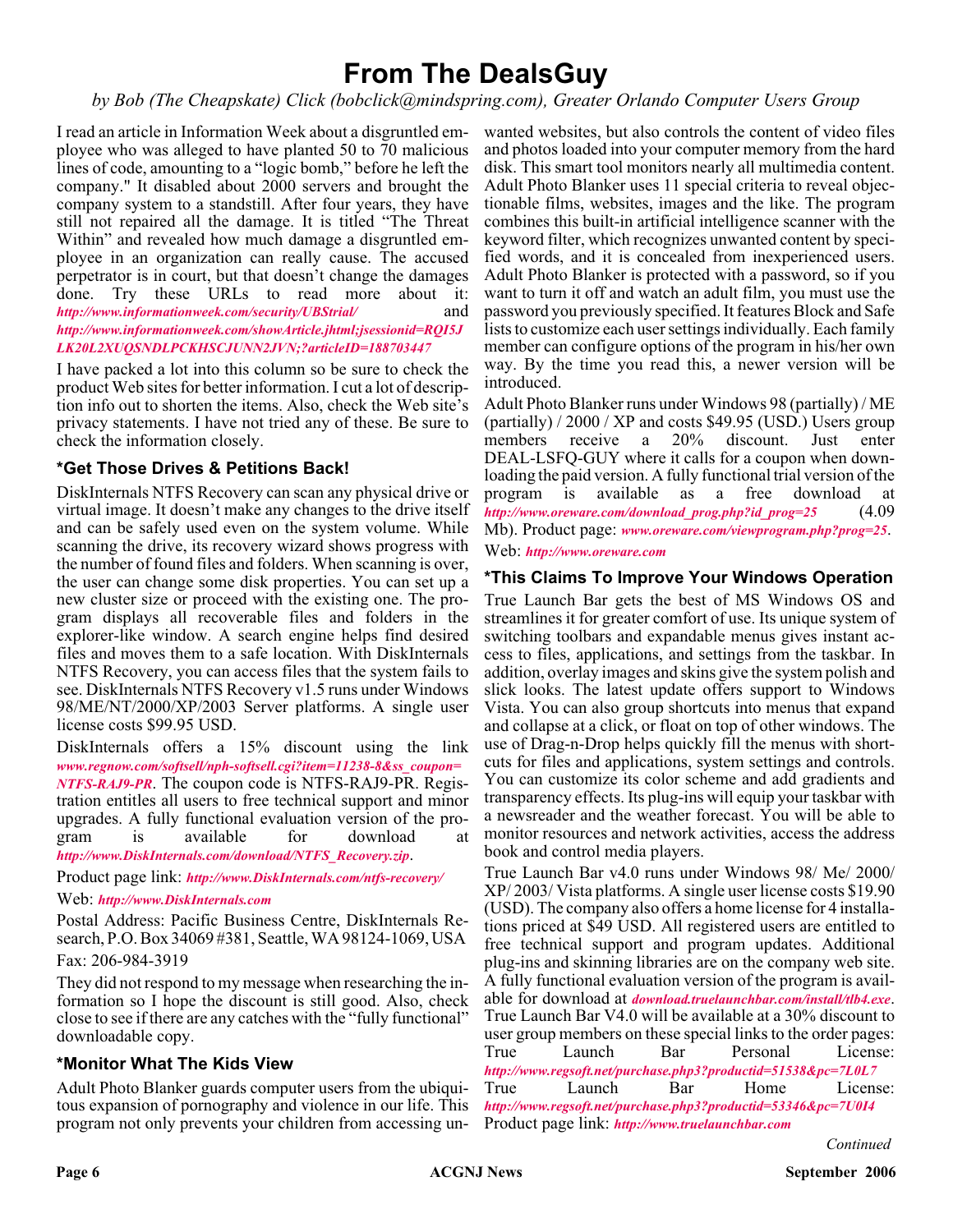# From The DealsGuy

*by Bob (The Cheapskate) Click (bobclick@mindspring.com), Greater Orlando Computer Users Group*

I read an article in Information Week about a disgruntled employee who was alleged to have planted 50 to 70 malicious lines of code, amounting to a "logic bomb," before he left the company." It disabled about 2000 servers and brought the company system to a standstill. After four years, they have still not repaired all the damage. It is titled "The Threat Within" and revealed how much damage a disgruntled employee in an organization can really cause. The accused perpetrator is in court, but that doesn't change the damages done. Try these URLs to read more about it: ***http://www.informationweek.com/security/UBStrial/*** and ***http://www.informationweek.com/showArticle.jhtml;jsessionid=RQI5JLK20L2XUQSNDLPCKHSCJUNN2JVN;?articleID=188703447***

I have packed a lot into this column so be sure to check the product Web sites for better information. I cut a lot of description info out to shorten the items. Also, check the Web site's privacy statements. I have not tried any of these. Be sure to check the information closely.

### *Get Those Drives & Petitions Back!

DiskInternals NTFS Recovery can scan any physical drive or virtual image. It doesn't make any changes to the drive itself and can be safely used even on the system volume. While scanning the drive, its recovery wizard shows progress with the number of found files and folders. When scanning is over, the user can change some disk properties. You can set up a new cluster size or proceed with the existing one. The program displays all recoverable files and folders in the explorer-like window. A search engine helps find desired files and moves them to a safe location. With DiskInternals NTFS Recovery, you can access files that the system fails to see. DiskInternals NTFS Recovery v1.5 runs under Windows 98/ME/NT/2000/XP/2003 Server platforms. A single user license costs $99.95 USD.

DiskInternals offers a 15% discount using the link ***www.regnow.com/softsell/nph-softsell.cgi?item=11238-8&ss_coupon=NTFS-RAJ9-PR***. The coupon code is NTFS-RAJ9-PR. Registration entitles all users to free technical support and minor upgrades. A fully functional evaluation version of the program is available for download at ***http://www.DiskInternals.com/download/NTFS_Recovery.zip***.

Product page link: ***http://www.DiskInternals.com/ntfs-recovery/***

Web: ***http://www.DiskInternals.com***

Postal Address: Pacific Business Centre, DiskInternals Research, P.O. Box 34069 #381, Seattle, WA 98124-1069, USA

Fax: 206-984-3919

They did not respond to my message when researching the information so I hope the discount is still good. Also, check close to see if there are any catches with the "fully functional" downloadable copy.

### *Monitor What The Kids View

Adult Photo Blanker guards computer users from the ubiquitous expansion of pornography and violence in our life. This program not only prevents your children from accessing unwanted websites, but also controls the content of video files and photos loaded into your computer memory from the hard disk. This smart tool monitors nearly all multimedia content. Adult Photo Blanker uses 11 special criteria to reveal objectionable films, websites, images and the like. The program combines this built-in artificial intelligence scanner with the keyword filter, which recognizes unwanted content by specified words, and it is concealed from inexperienced users. Adult Photo Blanker is protected with a password, so if you want to turn it off and watch an adult film, you must use the password you previously specified. It features Block and Safe lists to customize each user settings individually. Each family member can configure options of the program in his/her own way. By the time you read this, a newer version will be introduced.

Adult Photo Blanker runs under Windows 98 (partially) / ME (partially) / 2000 / XP and costs $49.95 (USD.) Users group members receive a 20% discount. Just enter DEAL-LSFQ-GUY where it calls for a coupon when downloading the paid version. A fully functional trial version of the program is available as a free download at ***http://www.oreware.com/download_prog.php?id_prog=25*** (4.09 Mb). Product page: ***www.oreware.com/viewprogram.php?prog=25***.

Web: ***http://www.oreware.com***

### *This Claims To Improve Your Windows Operation

True Launch Bar gets the best of MS Windows OS and streamlines it for greater comfort of use. Its unique system of switching toolbars and expandable menus gives instant access to files, applications, and settings from the taskbar. In addition, overlay images and skins give the system polish and slick looks. The latest update offers support to Windows Vista. You can also group shortcuts into menus that expand and collapse at a click, or float on top of other windows. The use of Drag-n-Drop helps quickly fill the menus with shortcuts for files and applications, system settings and controls. You can customize its color scheme and add gradients and transparency effects. Its plug-ins will equip your taskbar with a newsreader and the weather forecast. You will be able to monitor resources and network activities, access the address book and control media players.

True Launch Bar v4.0 runs under Windows 98/ Me/ 2000/ XP/ 2003/ Vista platforms. A single user license costs $19.90 (USD). The company also offers a home license for 4 installations priced at $49 USD. All registered users are entitled to free technical support and program updates. Additional plug-ins and skinning libraries are on the company web site. A fully functional evaluation version of the program is available for download at ***download.truelaunchbar.com/install/tlb4.exe***. True Launch Bar V4.0 will be available at a 30% discount to user group members on these special links to the order pages: True Launch Bar Personal License: ***http://www.regsoft.net/purchase.php3?productid=51538&pc=7L0L7*** True Launch Bar Home License: ***http://www.regsoft.net/purchase.php3?productid=53346&pc=7U0I4*** Product page link: ***http://www.truelaunchbar.com***

*Continued*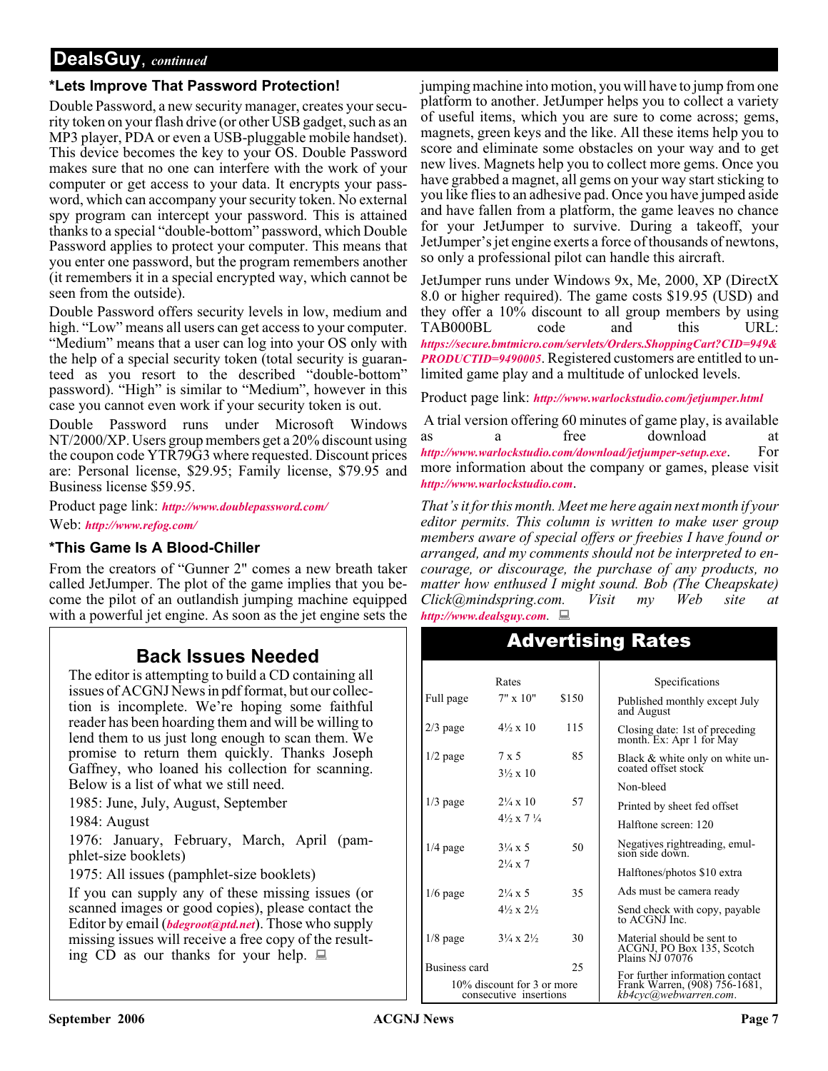## DealsGuy, *continued*

### *Lets Improve That Password Protection!

Double Password, a new security manager, creates your security token on your flash drive (or other USB gadget, such as an MP3 player, PDA or even a USB-pluggable mobile handset). This device becomes the key to your OS. Double Password makes sure that no one can interfere with the work of your computer or get access to your data. It encrypts your password, which can accompany your security token. No external spy program can intercept your password. This is attained thanks to a special "double-bottom" password, which Double Password applies to protect your computer. This means that you enter one password, but the program remembers another (it remembers it in a special encrypted way, which cannot be seen from the outside).

Double Password offers security levels in low, medium and high. "Low" means all users can get access to your computer. "Medium" means that a user can log into your OS only with the help of a special security token (total security is guaranteed as you resort to the described "double-bottom" password). "High" is similar to "Medium", however in this case you cannot even work if your security token is out.

Double Password runs under Microsoft Windows NT/2000/XP. Users group members get a 20% discount using the coupon code YTR79G3 where requested. Discount prices are: Personal license, $29.95; Family license, $79.95 and Business license $59.95.

Product page link: *http://www.doublepassword.com/*

Web: *http://www.refog.com/*

### *This Game Is A Blood-Chiller

From the creators of "Gunner 2" comes a new breath taker called JetJumper. The plot of the game implies that you become the pilot of an outlandish jumping machine equipped with a powerful jet engine. As soon as the jet engine sets the jumping machine into motion, you will have to jump from one platform to another. JetJumper helps you to collect a variety of useful items, which you are sure to come across; gems, magnets, green keys and the like. All these items help you to score and eliminate some obstacles on your way and to get new lives. Magnets help you to collect more gems. Once you have grabbed a magnet, all gems on your way start sticking to you like flies to an adhesive pad. Once you have jumped aside and have fallen from a platform, the game leaves no chance for your JetJumper to survive. During a takeoff, your JetJumper's jet engine exerts a force of thousands of newtons, so only a professional pilot can handle this aircraft.

JetJumper runs under Windows 9x, Me, 2000, XP (DirectX 8.0 or higher required). The game costs $19.95 (USD) and they offer a 10% discount to all group members by using TAB000BL code and this URL: *https://secure.bmtmicro.com/servlets/Orders.ShoppingCart?CID=949&PRODUCTID=9490005*. Registered customers are entitled to unlimited game play and a multitude of unlocked levels.

Product page link: *http://www.warlockstudio.com/jetjumper.html*

A trial version offering 60 minutes of game play, is available as a free download at *http://www.warlockstudio.com/download/jetjumper-setup.exe*. For more information about the company or games, please visit *http://www.warlockstudio.com*.

*That's it for this month. Meet me here again next month if your editor permits. This column is written to make user group members aware of special offers or freebies I have found or arranged, and my comments should not be interpreted to encourage, or discourage, the purchase of any products, no matter how enthused I might sound. Bob (The Cheapskate) Click@mindspring.com. Visit my Web site at http://www.dealsguy.com.*

## Back Issues Needed

The editor is attempting to build a CD containing all issues of ACGNJ News in pdf format, but our collection is incomplete. We're hoping some faithful reader has been hoarding them and will be willing to lend them to us just long enough to scan them. We promise to return them quickly. Thanks Joseph Gaffney, who loaned his collection for scanning. Below is a list of what we still need.

1985: June, July, August, September

1984: August

1976: January, February, March, April (pamphlet-size booklets)

1975: All issues (pamphlet-size booklets)

If you can supply any of these missing issues (or scanned images or good copies), please contact the Editor by email (*bdegroot@ptd.net*). Those who supply missing issues will receive a free copy of the resulting CD as our thanks for your help.

## Advertising Rates

| | Rates | | Specifications |
|---|---|---|---|
| Full page | 7" x 10" | $150 | Published monthly except July and August |
| 2/3 page | 4½ x 10 | 115 | Closing date: 1st of preceding month. Ex: Apr 1 for May |
| 1/2 page | 7 x 5<br>3½ x 10 | 85 | Black & white only on white uncoated offset stock<br>Non-bleed |
| 1/3 page | 2¼ x 10<br>4½ x 7 ¼ | 57 | Printed by sheet fed offset<br>Halftone screen: 120 |
| 1/4 page | 3¼ x 5<br>2¼ x 7 | 50 | Negatives rightreading, emulsion side down.<br>Halftones/photos $10 extra |
| 1/6 page | 2¼ x 5<br>4½ x 2½ | 35 | Ads must be camera ready<br>Send check with copy, payable to ACGNJ Inc. |
| 1/8 page | 3¼ x 2½ | 30 | Material should be sent to ACGNJ, PO Box 135, Scotch Plains NJ 07076 |
| Business card | | 25 | For further information contact Frank Warren, (908) 756-1681, *kb4cyc@webwarren.com*. |
| 10% discount for 3 or more consecutive insertions | | | |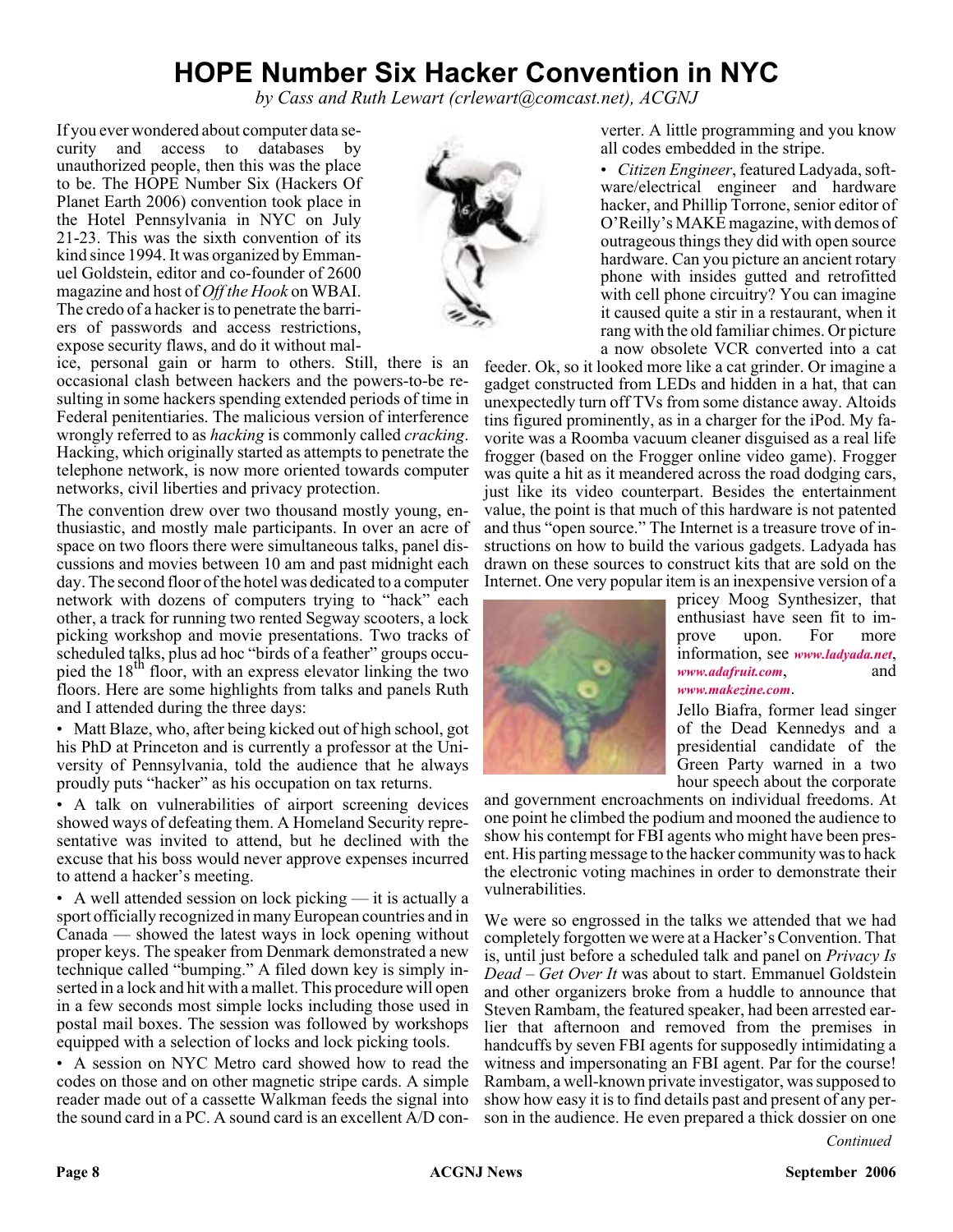# HOPE Number Six Hacker Convention in NYC

*by Cass and Ruth Lewart (crlewart@comcast.net), ACGNJ*

If you ever wondered about computer data security and access to databases by unauthorized people, then this was the place to be. The HOPE Number Six (Hackers Of Planet Earth 2006) convention took place in the Hotel Pennsylvania in NYC on July 21-23. This was the sixth convention of its kind since 1994. It was organized by Emmanuel Goldstein, editor and co-founder of 2600 magazine and host of *Off the Hook* on WBAI. The credo of a hacker is to penetrate the barriers of passwords and access restrictions, expose security flaws, and do it without malice, personal gain or harm to others. Still, there is an occasional clash between hackers and the powers-to-be resulting in some hackers spending extended periods of time in Federal penitentiaries. The malicious version of interference wrongly referred to as *hacking* is commonly called *cracking*. Hacking, which originally started as attempts to penetrate the telephone network, is now more oriented towards computer networks, civil liberties and privacy protection.

The convention drew over two thousand mostly young, enthusiastic, and mostly male participants. In over an acre of space on two floors there were simultaneous talks, panel discussions and movies between 10 am and past midnight each day. The second floor of the hotel was dedicated to a computer network with dozens of computers trying to "hack" each other, a track for running two rented Segway scooters, a lock picking workshop and movie presentations. Two tracks of scheduled talks, plus ad hoc "birds of a feather" groups occupied the 18th floor, with an express elevator linking the two floors. Here are some highlights from talks and panels Ruth and I attended during the three days:

- Matt Blaze, who, after being kicked out of high school, got his PhD at Princeton and is currently a professor at the University of Pennsylvania, told the audience that he always proudly puts "hacker" as his occupation on tax returns.
- A talk on vulnerabilities of airport screening devices showed ways of defeating them. A Homeland Security representative was invited to attend, but he declined with the excuse that his boss would never approve expenses incurred to attend a hacker's meeting.
- A well attended session on lock picking — it is actually a sport officially recognized in many European countries and in Canada — showed the latest ways in lock opening without proper keys. The speaker from Denmark demonstrated a new technique called "bumping." A filed down key is simply inserted in a lock and hit with a mallet. This procedure will open in a few seconds most simple locks including those used in postal mail boxes. The session was followed by workshops equipped with a selection of locks and lock picking tools.
- A session on NYC Metro card showed how to read the codes on those and on other magnetic stripe cards. A simple reader made out of a cassette Walkman feeds the signal into the sound card in a PC. A sound card is an excellent A/D converter. A little programming and you know all codes embedded in the stripe.
- *Citizen Engineer*, featured Ladyada, software/electrical engineer and hardware hacker, and Phillip Torrone, senior editor of O'Reilly's MAKE magazine, with demos of outrageous things they did with open source hardware. Can you picture an ancient rotary phone with insides gutted and retrofitted with cell phone circuitry? You can imagine it caused quite a stir in a restaurant, when it rang with the old familiar chimes. Or picture a now obsolete VCR converted into a cat feeder. Ok, so it looked more like a cat grinder. Or imagine a gadget constructed from LEDs and hidden in a hat, that can unexpectedly turn off TVs from some distance away. Altoids tins figured prominently, as in a charger for the iPod. My favorite was a Roomba vacuum cleaner disguised as a real life frogger (based on the Frogger online video game). Frogger was quite a hit as it meandered across the road dodging cars, just like its video counterpart. Besides the entertainment value, the point is that much of this hardware is not patented and thus "open source." The Internet is a treasure trove of instructions on how to build the various gadgets. Ladyada has drawn on these sources to construct kits that are sold on the Internet. One very popular item is an inexpensive version of a pricey Moog Synthesizer, that enthusiast have seen fit to improve upon. For more information, see *www.ladyada.net*, *www.adafruit.com*, and *www.makezine.com*.

Jello Biafra, former lead singer of the Dead Kennedys and a presidential candidate of the Green Party warned in a two hour speech about the corporate and government encroachments on individual freedoms. At one point he climbed the podium and mooned the audience to show his contempt for FBI agents who might have been present. His parting message to the hacker community was to hack the electronic voting machines in order to demonstrate their vulnerabilities.

We were so engrossed in the talks we attended that we had completely forgotten we were at a Hacker's Convention. That is, until just before a scheduled talk and panel on *Privacy Is Dead – Get Over It* was about to start. Emmanuel Goldstein and other organizers broke from a huddle to announce that Steven Rambam, the featured speaker, had been arrested earlier that afternoon and removed from the premises in handcuffs by seven FBI agents for supposedly intimidating a witness and impersonating an FBI agent. Par for the course! Rambam, a well-known private investigator, was supposed to show how easy it is to find details past and present of any person in the audience. He even prepared a thick dossier on one

*Continued*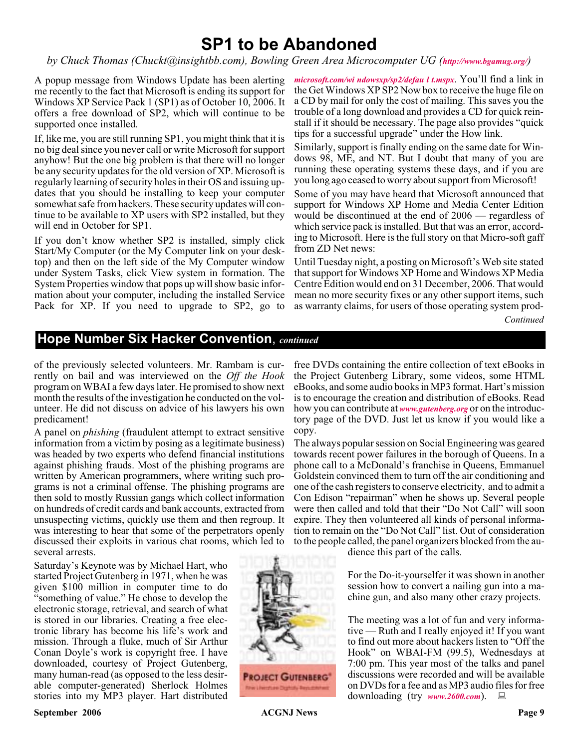# SP1 to be Abandoned

*by Chuck Thomas (Chuckt@insightbb.com), Bowling Green Area Microcomputer UG (**http://www.bgamug.org/**)*

A popup message from Windows Update has been alerting me recently to the fact that Microsoft is ending its support for Windows XP Service Pack 1 (SP1) as of October 10, 2006. It offers a free download of SP2, which will continue to be supported once installed.

If, like me, you are still running SP1, you might think that it is no big deal since you never call or write Microsoft for support anyhow! But the one big problem is that there will no longer be any security updates for the old version of XP. Microsoft is regularly learning of security holes in their OS and issuing updates that you should be installing to keep your computer somewhat safe from hackers. These security updates will continue to be available to XP users with SP2 installed, but they will end in October for SP1.

If you don't know whether SP2 is installed, simply click Start/My Computer (or the My Computer link on your desktop) and then on the left side of the My Computer window under System Tasks, click View system in formation. The System Properties window that pops up will show basic information about your computer, including the installed Service Pack for XP. If you need to upgrade to SP2, go to ***microsoft.com/wi ndowsxp/sp2/defau l t.mspx***. You'll find a link in the Get Windows XP SP2 Now box to receive the huge file on a CD by mail for only the cost of mailing. This saves you the trouble of a long download and provides a CD for quick reinstall if it should be necessary. The page also provides "quick tips for a successful upgrade" under the How link.

Similarly, support is finally ending on the same date for Windows 98, ME, and NT. But I doubt that many of you are running these operating systems these days, and if you are you long ago ceased to worry about support from Microsoft!

Some of you may have heard that Microsoft announced that support for Windows XP Home and Media Center Edition would be discontinued at the end of 2006 — regardless of which service pack is installed. But that was an error, according to Microsoft. Here is the full story on that Micro-soft gaff from ZD Net news:

Until Tuesday night, a posting on Microsoft's Web site stated that support for Windows XP Home and Windows XP Media Centre Edition would end on 31 December, 2006. That would mean no more security fixes or any other support items, such as warranty claims, for users of those operating system prod-

*Continued*

## Hope Number Six Hacker Convention, *continued*

of the previously selected volunteers. Mr. Rambam is currently on bail and was interviewed on the *Off the Hook* program on WBAI a few days later. He promised to show next month the results of the investigation he conducted on the volunteer. He did not discuss on advice of his lawyers his own predicament!

A panel on *phishing* (fraudulent attempt to extract sensitive information from a victim by posing as a legitimate business) was headed by two experts who defend financial institutions against phishing frauds. Most of the phishing programs are written by American programmers, where writing such programs is not a criminal offense. The phishing programs are then sold to mostly Russian gangs which collect information on hundreds of credit cards and bank accounts, extracted from unsuspecting victims, quickly use them and then regroup. It was interesting to hear that some of the perpetrators openly discussed their exploits in various chat rooms, which led to several arrests.

Saturday's Keynote was by Michael Hart, who started Project Gutenberg in 1971, when he was given $100 million in computer time to do "something of value." He chose to develop the electronic storage, retrieval, and search of what is stored in our libraries. Creating a free electronic library has become his life's work and mission. Through a fluke, much of Sir Arthur Conan Doyle's work is copyright free. I have downloaded, courtesy of Project Gutenberg, many human-read (as opposed to the less desirable computer-generated) Sherlock Holmes stories into my MP3 player. Hart distributed free DVDs containing the entire collection of text eBooks in the Project Gutenberg Library, some videos, some HTML eBooks, and some audio books in MP3 format. Hart's mission is to encourage the creation and distribution of eBooks. Read how you can contribute at ***www.gutenberg.org*** or on the introductory page of the DVD. Just let us know if you would like a copy.

The always popular session on Social Engineering was geared towards recent power failures in the borough of Queens. In a phone call to a McDonald's franchise in Queens, Emmanuel Goldstein convinced them to turn off the air conditioning and one of the cash registers to conserve electricity, and to admit a Con Edison "repairman" when he shows up. Several people were then called and told that their "Do Not Call" will soon expire. They then volunteered all kinds of personal information to remain on the "Do Not Call" list. Out of consideration to the people called, the panel organizers blocked from the audience this part of the calls.

For the Do-it-yourselfer it was shown in another session how to convert a nailing gun into a machine gun, and also many other crazy projects.

The meeting was a lot of fun and very informative — Ruth and I really enjoyed it! If you want to find out more about hackers listen to "Off the Hook" on WBAI-FM (99.5), Wednesdays at 7:00 pm. This year most of the talks and panel discussions were recorded and will be available on DVDs for a fee and as MP3 audio files for free downloading (try ***www.2600.com***).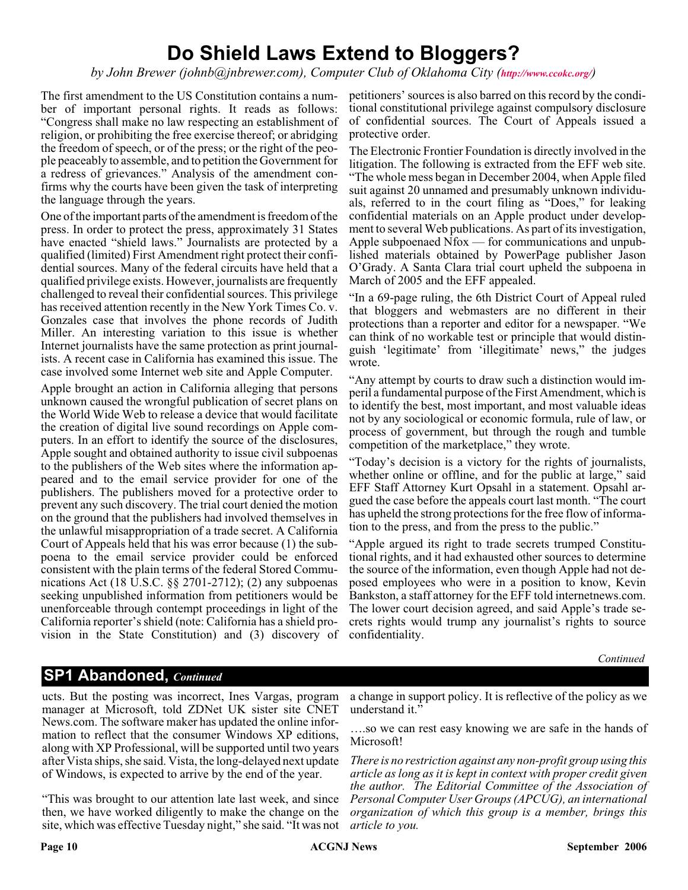# Do Shield Laws Extend to Bloggers?

*by John Brewer (johnb@jnbrewer.com), Computer Club of Oklahoma City (http://www.ccokc.org/)*

The first amendment to the US Constitution contains a number of important personal rights. It reads as follows: "Congress shall make no law respecting an establishment of religion, or prohibiting the free exercise thereof; or abridging the freedom of speech, or of the press; or the right of the people peaceably to assemble, and to petition the Government for a redress of grievances." Analysis of the amendment confirms why the courts have been given the task of interpreting the language through the years.

One of the important parts of the amendment is freedom of the press. In order to protect the press, approximately 31 States have enacted "shield laws." Journalists are protected by a qualified (limited) First Amendment right protect their confidential sources. Many of the federal circuits have held that a qualified privilege exists. However, journalists are frequently challenged to reveal their confidential sources. This privilege has received attention recently in the New York Times Co. v. Gonzales case that involves the phone records of Judith Miller. An interesting variation to this issue is whether Internet journalists have the same protection as print journalists. A recent case in California has examined this issue. The case involved some Internet web site and Apple Computer.

Apple brought an action in California alleging that persons unknown caused the wrongful publication of secret plans on the World Wide Web to release a device that would facilitate the creation of digital live sound recordings on Apple computers. In an effort to identify the source of the disclosures, Apple sought and obtained authority to issue civil subpoenas to the publishers of the Web sites where the information appeared and to the email service provider for one of the publishers. The publishers moved for a protective order to prevent any such discovery. The trial court denied the motion on the ground that the publishers had involved themselves in the unlawful misappropriation of a trade secret. A California Court of Appeals held that his was error because (1) the subpoena to the email service provider could be enforced consistent with the plain terms of the federal Stored Communications Act (18 U.S.C. §§ 2701-2712); (2) any subpoenas seeking unpublished information from petitioners would be unenforceable through contempt proceedings in light of the California reporter's shield (note: California has a shield provision in the State Constitution) and (3) discovery of petitioners' sources is also barred on this record by the conditional constitutional privilege against compulsory disclosure of confidential sources. The Court of Appeals issued a protective order.

The Electronic Frontier Foundation is directly involved in the litigation. The following is extracted from the EFF web site. "The whole mess began in December 2004, when Apple filed suit against 20 unnamed and presumably unknown individuals, referred to in the court filing as "Does," for leaking confidential materials on an Apple product under development to several Web publications. As part of its investigation, Apple subpoenaed Nfox — for communications and unpublished materials obtained by PowerPage publisher Jason O'Grady. A Santa Clara trial court upheld the subpoena in March of 2005 and the EFF appealed.

"In a 69-page ruling, the 6th District Court of Appeal ruled that bloggers and webmasters are no different in their protections than a reporter and editor for a newspaper. "We can think of no workable test or principle that would distinguish 'legitimate' from 'illegitimate' news," the judges wrote.

"Any attempt by courts to draw such a distinction would imperil a fundamental purpose of the First Amendment, which is to identify the best, most important, and most valuable ideas not by any sociological or economic formula, rule of law, or process of government, but through the rough and tumble competition of the marketplace," they wrote.

"Today's decision is a victory for the rights of journalists, whether online or offline, and for the public at large," said EFF Staff Attorney Kurt Opsahl in a statement. Opsahl argued the case before the appeals court last month. "The court has upheld the strong protections for the free flow of information to the press, and from the press to the public."

"Apple argued its right to trade secrets trumped Constitutional rights, and it had exhausted other sources to determine the source of the information, even though Apple had not deposed employees who were in a position to know, Kevin Bankston, a staff attorney for the EFF told internetnews.com. The lower court decision agreed, and said Apple's trade secrets rights would trump any journalist's rights to source confidentiality.

*Continued*

## SP1 Abandoned, *Continued*

ucts. But the posting was incorrect, Ines Vargas, program manager at Microsoft, told ZDNet UK sister site CNET News.com. The software maker has updated the online information to reflect that the consumer Windows XP editions, along with XP Professional, will be supported until two years after Vista ships, she said. Vista, the long-delayed next update of Windows, is expected to arrive by the end of the year.

"This was brought to our attention late last week, and since then, we have worked diligently to make the change on the site, which was effective Tuesday night," she said. "It was not a change in support policy. It is reflective of the policy as we understand it."

….so we can rest easy knowing we are safe in the hands of Microsoft!

*There is no restriction against any non-profit group using this article as long as it is kept in context with proper credit given the author. The Editorial Committee of the Association of Personal Computer User Groups (APCUG), an international organization of which this group is a member, brings this article to you.*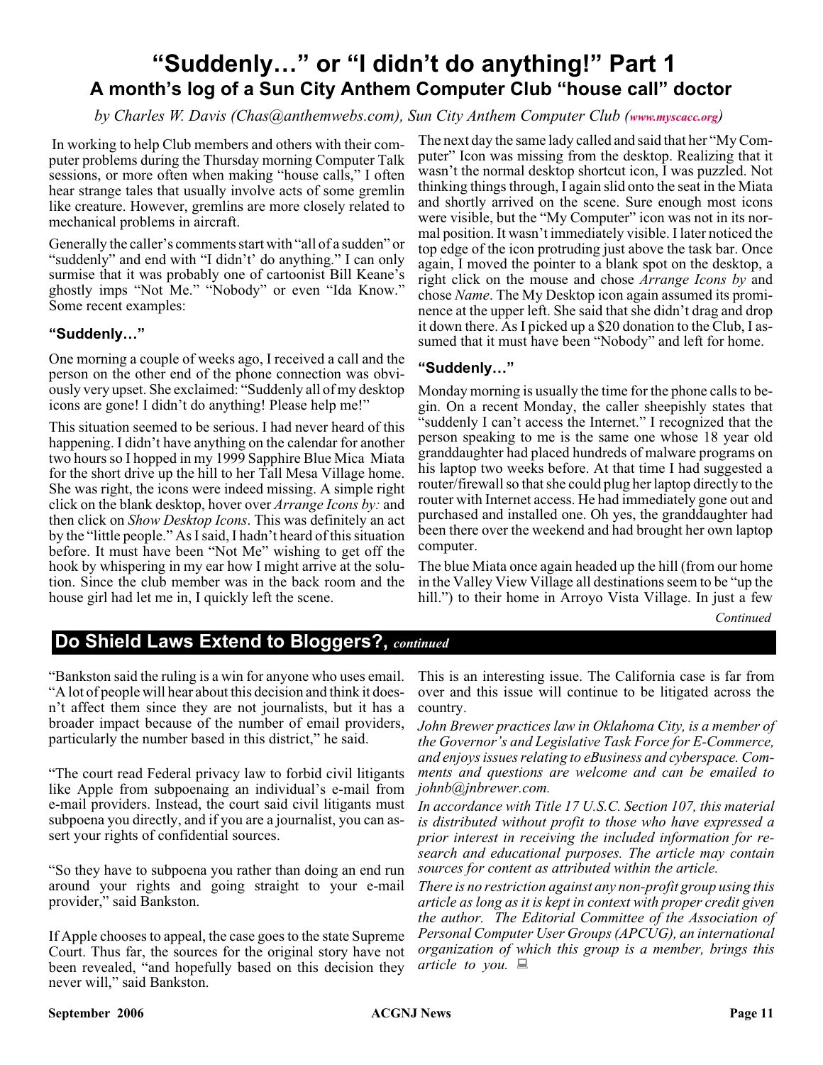# "Suddenly…" or "I didn't do anything!" Part 1

## A month's log of a Sun City Anthem Computer Club "house call" doctor

*by Charles W. Davis (Chas@anthemwebs.com), Sun City Anthem Computer Club (www.myscacc.org)*

In working to help Club members and others with their computer problems during the Thursday morning Computer Talk sessions, or more often when making "house calls," I often hear strange tales that usually involve acts of some gremlin like creature. However, gremlins are more closely related to mechanical problems in aircraft.

Generally the caller's comments start with "all of a sudden" or "suddenly" and end with "I didn't' do anything." I can only surmise that it was probably one of cartoonist Bill Keane's ghostly imps "Not Me." "Nobody" or even "Ida Know." Some recent examples:

### "Suddenly…"

One morning a couple of weeks ago, I received a call and the person on the other end of the phone connection was obviously very upset. She exclaimed: "Suddenly all of my desktop icons are gone! I didn't do anything! Please help me!"

This situation seemed to be serious. I had never heard of this happening. I didn't have anything on the calendar for another two hours so I hopped in my 1999 Sapphire Blue Mica Miata for the short drive up the hill to her Tall Mesa Village home. She was right, the icons were indeed missing. A simple right click on the blank desktop, hover over *Arrange Icons by:* and then click on *Show Desktop Icons*. This was definitely an act by the "little people." As I said, I hadn't heard of this situation before. It must have been "Not Me" wishing to get off the hook by whispering in my ear how I might arrive at the solution. Since the club member was in the back room and the house girl had let me in, I quickly left the scene.

The next day the same lady called and said that her "My Computer" Icon was missing from the desktop. Realizing that it wasn't the normal desktop shortcut icon, I was puzzled. Not thinking things through, I again slid onto the seat in the Miata and shortly arrived on the scene. Sure enough most icons were visible, but the "My Computer" icon was not in its normal position. It wasn't immediately visible. I later noticed the top edge of the icon protruding just above the task bar. Once again, I moved the pointer to a blank spot on the desktop, a right click on the mouse and chose *Arrange Icons by* and chose *Name*. The My Desktop icon again assumed its prominence at the upper left. She said that she didn't drag and drop it down there. As I picked up a $20 donation to the Club, I assumed that it must have been "Nobody" and left for home.

### "Suddenly…"

Monday morning is usually the time for the phone calls to begin. On a recent Monday, the caller sheepishly states that "suddenly I can't access the Internet." I recognized that the person speaking to me is the same one whose 18 year old granddaughter had placed hundreds of malware programs on his laptop two weeks before. At that time I had suggested a router/firewall so that she could plug her laptop directly to the router with Internet access. He had immediately gone out and purchased and installed one. Oh yes, the granddaughter had been there over the weekend and had brought her own laptop computer.

The blue Miata once again headed up the hill (from our home in the Valley View Village all destinations seem to be "up the hill.") to their home in Arroyo Vista Village. In just a few

*Continued*

## Do Shield Laws Extend to Bloggers?, *continued*

"Bankston said the ruling is a win for anyone who uses email. "A lot of people will hear about this decision and think it doesn't affect them since they are not journalists, but it has a broader impact because of the number of email providers, particularly the number based in this district," he said.

"The court read Federal privacy law to forbid civil litigants like Apple from subpoenaing an individual's e-mail from e-mail providers. Instead, the court said civil litigants must subpoena you directly, and if you are a journalist, you can assert your rights of confidential sources.

"So they have to subpoena you rather than doing an end run around your rights and going straight to your e-mail provider," said Bankston.

If Apple chooses to appeal, the case goes to the state Supreme Court. Thus far, the sources for the original story have not been revealed, "and hopefully based on this decision they never will," said Bankston.

This is an interesting issue. The California case is far from over and this issue will continue to be litigated across the country.

*John Brewer practices law in Oklahoma City, is a member of the Governor's and Legislative Task Force for E-Commerce, and enjoys issues relating to eBusiness and cyberspace. Comments and questions are welcome and can be emailed to johnb@jnbrewer.com.*

*In accordance with Title 17 U.S.C. Section 107, this material is distributed without profit to those who have expressed a prior interest in receiving the included information for research and educational purposes. The article may contain sources for content as attributed within the article.*

*There is no restriction against any non-profit group using this article as long as it is kept in context with proper credit given the author. The Editorial Committee of the Association of Personal Computer User Groups (APCUG), an international organization of which this group is a member, brings this article to you.*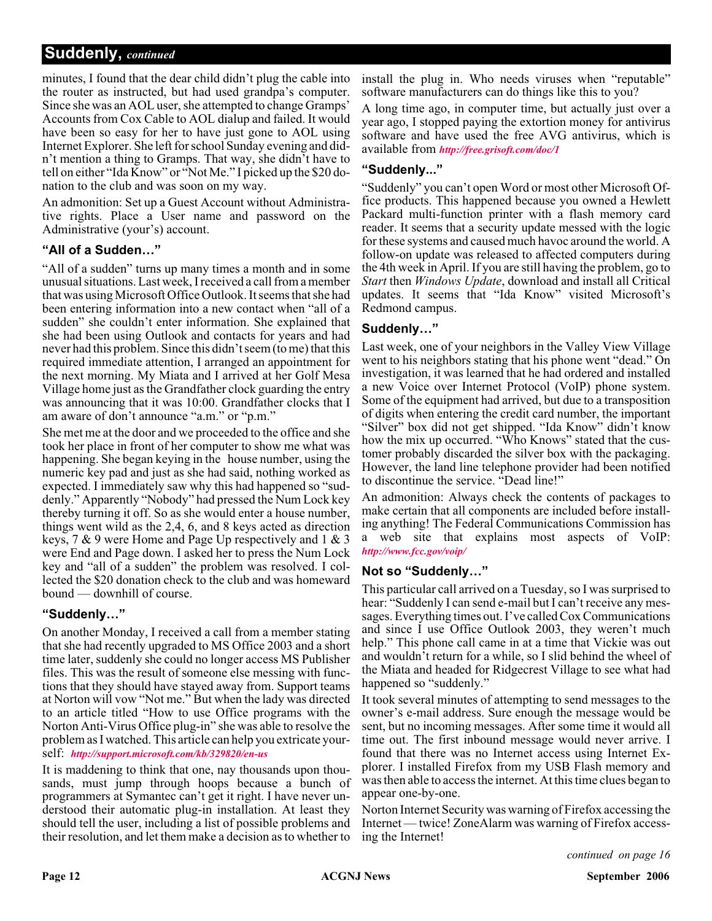## Suddenly, *continued*

minutes, I found that the dear child didn't plug the cable into the router as instructed, but had used grandpa's computer. Since she was an AOL user, she attempted to change Gramps' Accounts from Cox Cable to AOL dialup and failed. It would have been so easy for her to have just gone to AOL using Internet Explorer. She left for school Sunday evening and didn't mention a thing to Gramps. That way, she didn't have to tell on either "Ida Know" or "Not Me." I picked up the $20 donation to the club and was soon on my way.

An admonition: Set up a Guest Account without Administrative rights. Place a User name and password on the Administrative (your's) account.

### "All of a Sudden…"

"All of a sudden" turns up many times a month and in some unusual situations. Last week, I received a call from a member that was using Microsoft Office Outlook. It seems that she had been entering information into a new contact when "all of a sudden" she couldn't enter information. She explained that she had been using Outlook and contacts for years and had never had this problem. Since this didn't seem (to me) that this required immediate attention, I arranged an appointment for the next morning. My Miata and I arrived at her Golf Mesa Village home just as the Grandfather clock guarding the entry was announcing that it was 10:00. Grandfather clocks that I am aware of don't announce "a.m." or "p.m."

She met me at the door and we proceeded to the office and she took her place in front of her computer to show me what was happening. She began keying in the house number, using the numeric key pad and just as she had said, nothing worked as expected. I immediately saw why this had happened so "suddenly." Apparently "Nobody" had pressed the Num Lock key thereby turning it off. So as she would enter a house number, things went wild as the 2,4, 6, and 8 keys acted as direction keys, 7 & 9 were Home and Page Up respectively and 1 & 3 were End and Page down. I asked her to press the Num Lock key and "all of a sudden" the problem was resolved. I collected the $20 donation check to the club and was homeward bound — downhill of course.

### "Suddenly…"

On another Monday, I received a call from a member stating that she had recently upgraded to MS Office 2003 and a short time later, suddenly she could no longer access MS Publisher files. This was the result of someone else messing with functions that they should have stayed away from. Support teams at Norton will vow "Not me." But when the lady was directed to an article titled "How to use Office programs with the Norton Anti-Virus Office plug-in" she was able to resolve the problem as I watched. This article can help you extricate yourself: ***http://support.microsoft.com/kb/329820/en-us***

It is maddening to think that one, nay thousands upon thousands, must jump through hoops because a bunch of programmers at Symantec can't get it right. I have never understood their automatic plug-in installation. At least they should tell the user, including a list of possible problems and their resolution, and let them make a decision as to whether to install the plug in. Who needs viruses when "reputable" software manufacturers can do things like this to you?

A long time ago, in computer time, but actually just over a year ago, I stopped paying the extortion money for antivirus software and have used the free AVG antivirus, which is available from ***http://free.grisoft.com/doc/1***

### "Suddenly..."

"Suddenly" you can't open Word or most other Microsoft Office products. This happened because you owned a Hewlett Packard multi-function printer with a flash memory card reader. It seems that a security update messed with the logic for these systems and caused much havoc around the world. A follow-on update was released to affected computers during the 4th week in April. If you are still having the problem, go to *Start* then *Windows Update*, download and install all Critical updates. It seems that "Ida Know" visited Microsoft's Redmond campus.

### Suddenly…"

Last week, one of your neighbors in the Valley View Village went to his neighbors stating that his phone went "dead." On investigation, it was learned that he had ordered and installed a new Voice over Internet Protocol (VoIP) phone system. Some of the equipment had arrived, but due to a transposition of digits when entering the credit card number, the important "Silver" box did not get shipped. "Ida Know" didn't know how the mix up occurred. "Who Knows" stated that the customer probably discarded the silver box with the packaging. However, the land line telephone provider had been notified to discontinue the service. "Dead line!"

An admonition: Always check the contents of packages to make certain that all components are included before installing anything! The Federal Communications Commission has a web site that explains most aspects of VoIP: ***http://www.fcc.gov/voip/***

### Not so "Suddenly…"

This particular call arrived on a Tuesday, so I was surprised to hear: "Suddenly I can send e-mail but I can't receive any messages. Everything times out. I've called Cox Communications and since I use Office Outlook 2003, they weren't much help." This phone call came in at a time that Vickie was out and wouldn't return for a while, so I slid behind the wheel of the Miata and headed for Ridgecrest Village to see what had happened so "suddenly."

It took several minutes of attempting to send messages to the owner's e-mail address. Sure enough the message would be sent, but no incoming messages. After some time it would all time out. The first inbound message would never arrive. I found that there was no Internet access using Internet Explorer. I installed Firefox from my USB Flash memory and was then able to access the internet. At this time clues began to appear one-by-one.

Norton Internet Security was warning of Firefox accessing the Internet — twice! ZoneAlarm was warning of Firefox accessing the Internet!

*continued on page 16*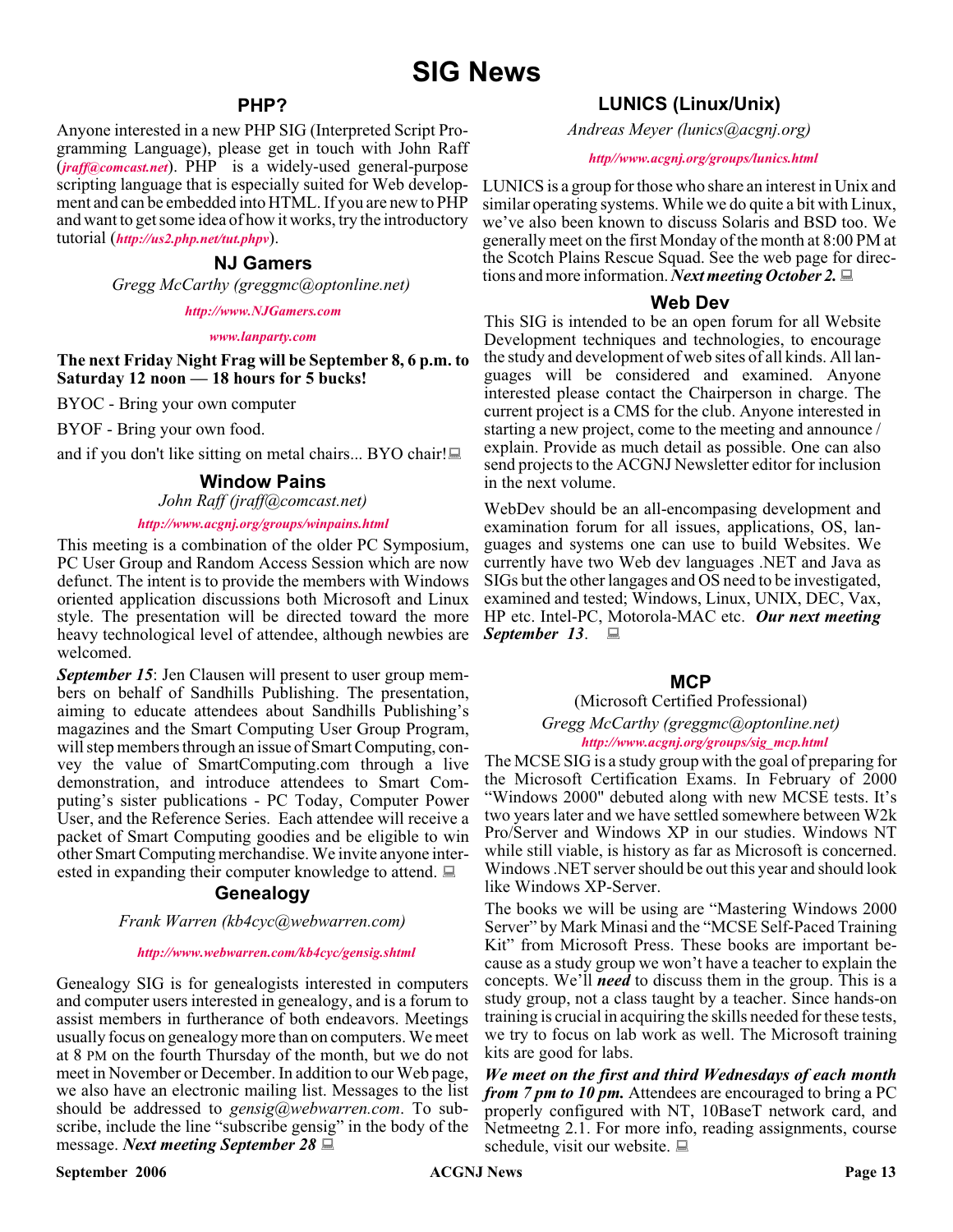# SIG News

## PHP?

Anyone interested in a new PHP SIG (Interpreted Script Programming Language), please get in touch with John Raff (*jraff@comcast.net*). PHP is a widely-used general-purpose scripting language that is especially suited for Web development and can be embedded into HTML. If you are new to PHP and want to get some idea of how it works, try the introductory tutorial (*http://us2.php.net/tut.phpv*).

## NJ Gamers

*Gregg McCarthy (greggmc@optonline.net)*

*http://www.NJGamers.com*

*www.lanparty.com*

**The next Friday Night Frag will be September 8, 6 p.m. to Saturday 12 noon — 18 hours for 5 bucks!**

BYOC - Bring your own computer

BYOF - Bring your own food.

and if you don't like sitting on metal chairs... BYO chair!

## Window Pains

*John Raff (jraff@comcast.net)*

*http://www.acgnj.org/groups/winpains.html*

This meeting is a combination of the older PC Symposium, PC User Group and Random Access Session which are now defunct. The intent is to provide the members with Windows oriented application discussions both Microsoft and Linux style. The presentation will be directed toward the more heavy technological level of attendee, although newbies are welcomed.

***September 15***: Jen Clausen will present to user group members on behalf of Sandhills Publishing. The presentation, aiming to educate attendees about Sandhills Publishing's magazines and the Smart Computing User Group Program, will step members through an issue of Smart Computing, convey the value of SmartComputing.com through a live demonstration, and introduce attendees to Smart Computing's sister publications - PC Today, Computer Power User, and the Reference Series. Each attendee will receive a packet of Smart Computing goodies and be eligible to win other Smart Computing merchandise. We invite anyone interested in expanding their computer knowledge to attend.

## Genealogy

*Frank Warren (kb4cyc@webwarren.com)*

*http://www.webwarren.com/kb4cyc/gensig.shtml*

Genealogy SIG is for genealogists interested in computers and computer users interested in genealogy, and is a forum to assist members in furtherance of both endeavors. Meetings usually focus on genealogy more than on computers. We meet at 8 PM on the fourth Thursday of the month, but we do not meet in November or December. In addition to our Web page, we also have an electronic mailing list. Messages to the list should be addressed to *gensig@webwarren.com*. To subscribe, include the line "subscribe gensig" in the body of the message. ***Next meeting September 28***

## LUNICS (Linux/Unix)

*Andreas Meyer (lunics@acgnj.org)*

*http//www.acgnj.org/groups/lunics.html*

LUNICS is a group for those who share an interest in Unix and similar operating systems. While we do quite a bit with Linux, we've also been known to discuss Solaris and BSD too. We generally meet on the first Monday of the month at 8:00 PM at the Scotch Plains Rescue Squad. See the web page for directions and more information. ***Next meeting October 2.***

## Web Dev

This SIG is intended to be an open forum for all Website Development techniques and technologies, to encourage the study and development of web sites of all kinds. All languages will be considered and examined. Anyone interested please contact the Chairperson in charge. The current project is a CMS for the club. Anyone interested in starting a new project, come to the meeting and announce / explain. Provide as much detail as possible. One can also send projects to the ACGNJ Newsletter editor for inclusion in the next volume.

WebDev should be an all-encompasing development and examination forum for all issues, applications, OS, languages and systems one can use to build Websites. We currently have two Web dev languages .NET and Java as SIGs but the other langages and OS need to be investigated, examined and tested; Windows, Linux, UNIX, DEC, Vax, HP etc. Intel-PC, Motorola-MAC etc. ***Our next meeting September 13***.

## MCP

(Microsoft Certified Professional)

*Gregg McCarthy (greggmc@optonline.net)*

*http://www.acgnj.org/groups/sig_mcp.html*

The MCSE SIG is a study group with the goal of preparing for the Microsoft Certification Exams. In February of 2000 "Windows 2000" debuted along with new MCSE tests. It's two years later and we have settled somewhere between W2k Pro/Server and Windows XP in our studies. Windows NT while still viable, is history as far as Microsoft is concerned. Windows .NET server should be out this year and should look like Windows XP-Server.

The books we will be using are "Mastering Windows 2000 Server" by Mark Minasi and the "MCSE Self-Paced Training Kit" from Microsoft Press. These books are important because as a study group we won't have a teacher to explain the concepts. We'll ***need*** to discuss them in the group. This is a study group, not a class taught by a teacher. Since hands-on training is crucial in acquiring the skills needed for these tests, we try to focus on lab work as well. The Microsoft training kits are good for labs.

***We meet on the first and third Wednesdays of each month from 7 pm to 10 pm.*** Attendees are encouraged to bring a PC properly configured with NT, 10BaseT network card, and Netmeetng 2.1. For more info, reading assignments, course schedule, visit our website.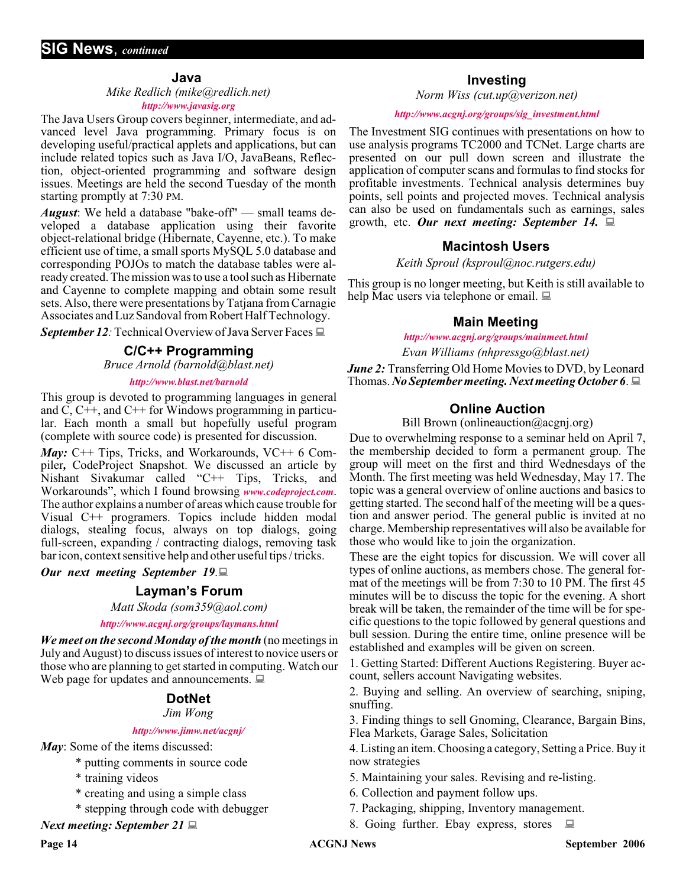## SIG News, *continued*

### Java

*Mike Redlich (mike@redlich.net)*

*http://www.javasig.org*

The Java Users Group covers beginner, intermediate, and advanced level Java programming. Primary focus is on developing useful/practical applets and applications, but can include related topics such as Java I/O, JavaBeans, Reflection, object-oriented programming and software design issues. Meetings are held the second Tuesday of the month starting promptly at 7:30 PM.

***August***: We held a database "bake-off" — small teams developed a database application using their favorite object-relational bridge (Hibernate, Cayenne, etc.). To make efficient use of time, a small sports MySQL 5.0 database and corresponding POJOs to match the database tables were already created. The mission was to use a tool such as Hibernate and Cayenne to complete mapping and obtain some result sets. Also, there were presentations by Tatjana from Carnagie Associates and Luz Sandoval from Robert Half Technology.

***September 12****:* Technical Overview of Java Server Faces

### C/C++ Programming

*Bruce Arnold (barnold@blast.net)*

*http://www.blast.net/barnold*

This group is devoted to programming languages in general and C, C++, and C++ for Windows programming in particular. Each month a small but hopefully useful program (complete with source code) is presented for discussion.

***May:*** C++ Tips, Tricks, and Workarounds, VC++ 6 Compiler**,** CodeProject Snapshot. We discussed an article by Nishant Sivakumar called "C++ Tips, Tricks, and Workarounds", which I found browsing *www.codeproject.com*. The author explains a number of areas which cause trouble for Visual C++ programers. Topics include hidden modal dialogs, stealing focus, always on top dialogs, going full-screen, expanding / contracting dialogs, removing task bar icon, context sensitive help and other useful tips / tricks.

***Our next meeting September 19***.

### Layman's Forum

*Matt Skoda (som359@aol.com)*

*http://www.acgnj.org/groups/laymans.html*

***We meet on the second Monday of the month*** (no meetings in July and August) to discuss issues of interest to novice users or those who are planning to get started in computing. Watch our Web page for updates and announcements.

### DotNet

*Jim Wong*

*http://www.jimw.net/acgnj/*

***May***: Some of the items discussed:

* putting comments in source code
* training videos
* creating and using a simple class
* stepping through code with debugger

***Next meeting: September 21***

### Investing

*Norm Wiss (cut.up@verizon.net)*

*http://www.acgnj.org/groups/sig_investment.html*

The Investment SIG continues with presentations on how to use analysis programs TC2000 and TCNet. Large charts are presented on our pull down screen and illustrate the application of computer scans and formulas to find stocks for profitable investments. Technical analysis determines buy points, sell points and projected moves. Technical analysis can also be used on fundamentals such as earnings, sales growth, etc. ***Our next meeting: September 14.***

### Macintosh Users

*Keith Sproul (ksproul@noc.rutgers.edu)*

This group is no longer meeting, but Keith is still available to help Mac users via telephone or email.

### Main Meeting

*http://www.acgnj.org/groups/mainmeet.html*

*Evan Williams (nhpressgo@blast.net)*

***June 2:*** Transferring Old Home Movies to DVD, by Leonard Thomas. ***No September meeting. Next meeting October 6***.

### Online Auction

Bill Brown (onlineauction@acgnj.org)

Due to overwhelming response to a seminar held on April 7, the membership decided to form a permanent group. The group will meet on the first and third Wednesdays of the Month. The first meeting was held Wednesday, May 17. The topic was a general overview of online auctions and basics to getting started. The second half of the meeting will be a question and answer period. The general public is invited at no charge. Membership representatives will also be available for those who would like to join the organization.

These are the eight topics for discussion. We will cover all types of online auctions, as members chose. The general format of the meetings will be from 7:30 to 10 PM. The first 45 minutes will be to discuss the topic for the evening. A short break will be taken, the remainder of the time will be for specific questions to the topic followed by general questions and bull session. During the entire time, online presence will be established and examples will be given on screen.

1. Getting Started: Different Auctions Registering. Buyer account, sellers account Navigating websites.
2. Buying and selling. An overview of searching, sniping, snuffing.
3. Finding things to sell Gnoming, Clearance, Bargain Bins, Flea Markets, Garage Sales, Solicitation
4. Listing an item. Choosing a category, Setting a Price. Buy it now strategies
5. Maintaining your sales. Revising and re-listing.
6. Collection and payment follow ups.
7. Packaging, shipping, Inventory management.
8. Going further. Ebay express, stores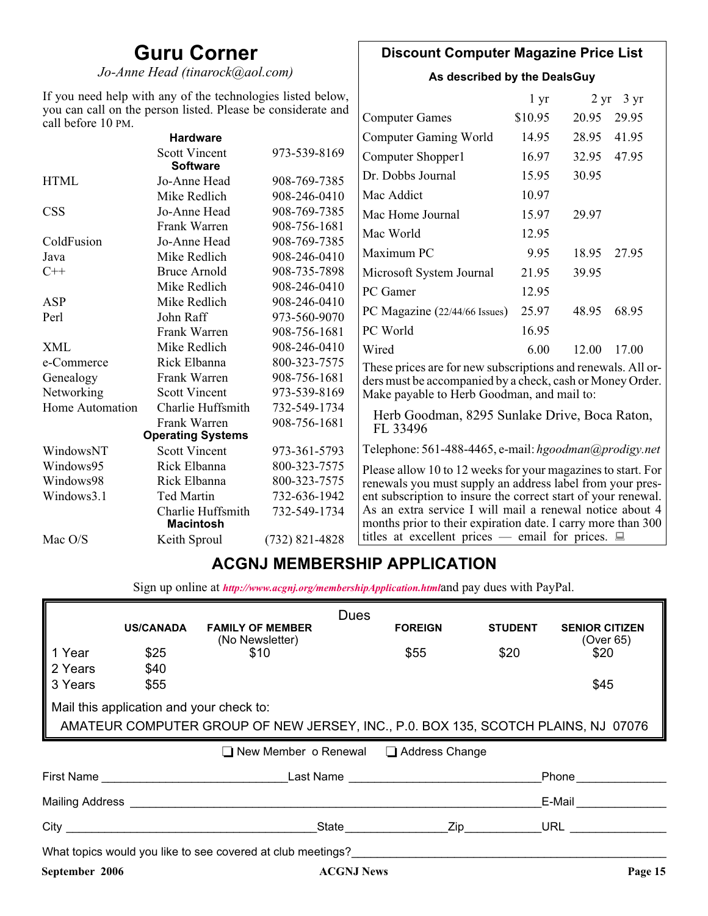## Guru Corner

*Jo-Anne Head (tinarock@aol.com)*

If you need help with any of the technologies listed below, you can call on the person listed. Please be considerate and call before 10 PM.

| | | |
|---|---|---|
| **Hardware** | | |
| | Scott Vincent | 973-539-8169 |
| **Software** | | |
| HTML | Jo-Anne Head | 908-769-7385 |
| | Mike Redlich | 908-246-0410 |
| CSS | Jo-Anne Head | 908-769-7385 |
| | Frank Warren | 908-756-1681 |
| ColdFusion | Jo-Anne Head | 908-769-7385 |
| Java | Mike Redlich | 908-246-0410 |
| C++ | Bruce Arnold | 908-735-7898 |
| | Mike Redlich | 908-246-0410 |
| ASP | Mike Redlich | 908-246-0410 |
| Perl | John Raff | 973-560-9070 |
| | Frank Warren | 908-756-1681 |
| XML | Mike Redlich | 908-246-0410 |
| e-Commerce | Rick Elbanna | 800-323-7575 |
| Genealogy | Frank Warren | 908-756-1681 |
| Networking | Scott Vincent | 973-539-8169 |
| Home Automation | Charlie Huffsmith | 732-549-1734 |
| | Frank Warren | 908-756-1681 |
| **Operating Systems** | | |
| WindowsNT | Scott Vincent | 973-361-5793 |
| Windows95 | Rick Elbanna | 800-323-7575 |
| Windows98 | Rick Elbanna | 800-323-7575 |
| Windows3.1 | Ted Martin | 732-636-1942 |
| | Charlie Huffsmith | 732-549-1734 |
| **Macintosh** | | |
| Mac O/S | Keith Sproul | (732) 821-4828 |

## Discount Computer Magazine Price List

**As described by the DealsGuy**

| | 1 yr | 2 yr | 3 yr |
|---|---|---|---|
| Computer Games | $10.95 | 20.95 | 29.95 |
| Computer Gaming World | 14.95 | 28.95 | 41.95 |
| Computer Shopper1 | 16.97 | 32.95 | 47.95 |
| Dr. Dobbs Journal | 15.95 | 30.95 | |
| Mac Addict | 10.97 | | |
| Mac Home Journal | 15.97 | 29.97 | |
| Mac World | 12.95 | | |
| Maximum PC | 9.95 | 18.95 | 27.95 |
| Microsoft System Journal | 21.95 | 39.95 | |
| PC Gamer | 12.95 | | |
| PC Magazine (22/44/66 Issues) | 25.97 | 48.95 | 68.95 |
| PC World | 16.95 | | |
| Wired | 6.00 | 12.00 | 17.00 |

These prices are for new subscriptions and renewals. All orders must be accompanied by a check, cash or Money Order. Make payable to Herb Goodman, and mail to:

Herb Goodman, 8295 Sunlake Drive, Boca Raton, FL 33496

Telephone: 561-488-4465, e-mail: *hgoodman@prodigy.net*

Please allow 10 to 12 weeks for your magazines to start. For renewals you must supply an address label from your present subscription to insure the correct start of your renewal. As an extra service I will mail a renewal notice about 4 months prior to their expiration date. I carry more than 300 titles at excellent prices — email for prices.

## ACGNJ MEMBERSHIP APPLICATION

Sign up online at *http://www.acgnj.org/membershipApplication.html* and pay dues with PayPal.

**Dues**

| | US/CANADA | FAMILY OF MEMBER (No Newsletter) | FOREIGN | STUDENT | SENIOR CITIZEN (Over 65) |
|---|---|---|---|---|---|
| 1 Year | $25 | $10 | $55 | $20 | $20 |
| 2 Years | $40 | | | | |
| 3 Years | $55 | | | | $45 |

Mail this application and your check to:

AMATEUR COMPUTER GROUP OF NEW JERSEY, INC., P.0. BOX 135, SCOTCH PLAINS, NJ 07076

❏ New Member o Renewal ❏ Address Change

First Name ____________________ Last Name ____________________ Phone __________

Mailing Address ________________________________________ E-Mail __________

City ____________________ State __________ Zip __________ URL __________

What topics would you like to see covered at club meetings? ____________________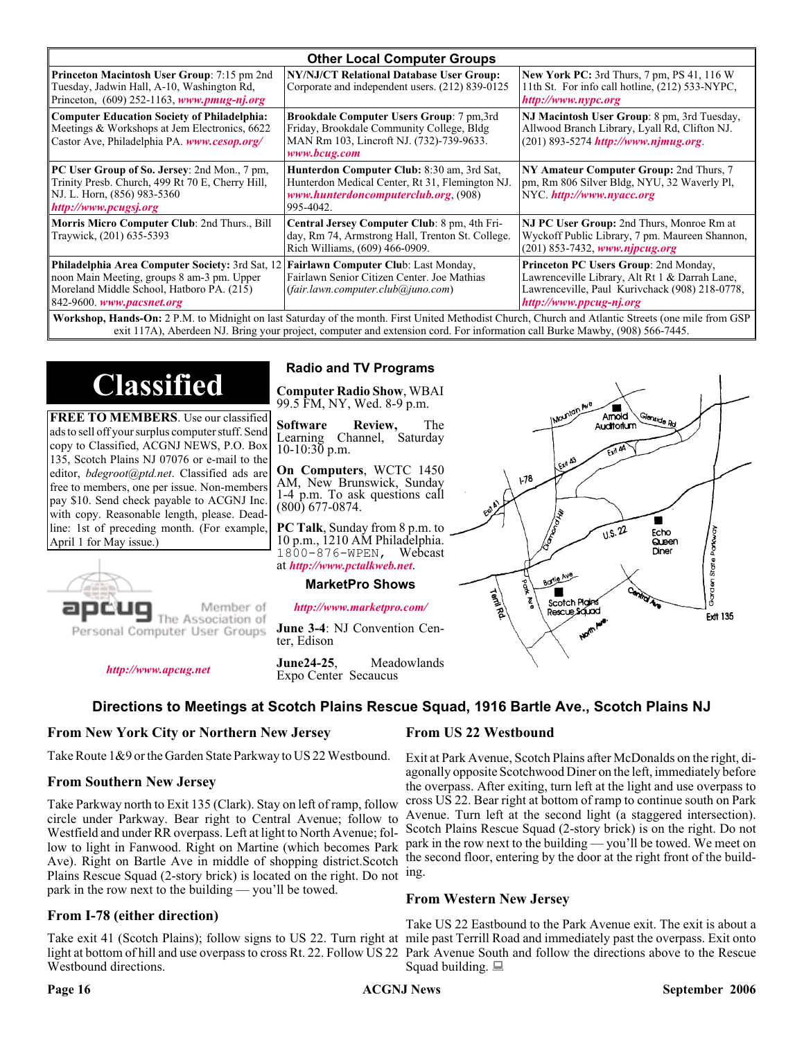## Other Local Computer Groups

| | | |
|---|---|---|
| **Princeton Macintosh User Group**: 7:15 pm 2nd Tuesday, Jadwin Hall, A-10, Washington Rd, Princeton, (609) 252-1163, ***www.pmug-nj.org*** | **NY/NJ/CT Relational Database User Group:** Corporate and independent users. (212) 839-0125 | **New York PC:** 3rd Thurs, 7 pm, PS 41, 116 W 11th St. For info call hotline, (212) 533-NYPC, ***http://www.nypc.org*** |
| **Computer Education Society of Philadelphia:** Meetings & Workshops at Jem Electronics, 6622 Castor Ave, Philadelphia PA. ***www.cesop.org/*** | **Brookdale Computer Users Group**: 7 pm,3rd Friday, Brookdale Community College, Bldg MAN Rm 103, Lincroft NJ. (732)-739-9633. ***www.bcug.com*** | **NJ Macintosh User Group**: 8 pm, 3rd Tuesday, Allwood Branch Library, Lyall Rd, Clifton NJ. (201) 893-5274 ***http://www.njmug.org***. |
| **PC User Group of So. Jersey**: 2nd Mon., 7 pm, Trinity Presb. Church, 499 Rt 70 E, Cherry Hill, NJ. L. Horn, (856) 983-5360 ***http://www.pcugsj.org*** | **Hunterdon Computer Club:** 8:30 am, 3rd Sat, Hunterdon Medical Center, Rt 31, Flemington NJ. ***www.hunterdoncomputerclub.org***, (908) 995-4042. | **NY Amateur Computer Group:** 2nd Thurs, 7 pm, Rm 806 Silver Bldg, NYU, 32 Waverly Pl, NYC. ***http://www.nyacc.org*** |
| **Morris Micro Computer Club**: 2nd Thurs., Bill Traywick, (201) 635-5393 | **Central Jersey Computer Club**: 8 pm, 4th Friday, Rm 74, Armstrong Hall, Trenton St. College. Rich Williams, (609) 466-0909. | **NJ PC User Group:** 2nd Thurs, Monroe Rm at Wyckoff Public Library, 7 pm. Maureen Shannon, (201) 853-7432, ***www.njpcug.org*** |
| **Philadelphia Area Computer Society:** 3rd Sat, 12 noon Main Meeting, groups 8 am-3 pm. Upper Moreland Middle School, Hatboro PA. (215) 842-9600. ***www.pacsnet.org*** | **Fairlawn Computer Clu**b: Last Monday, Fairlawn Senior Citizen Center. Joe Mathias (*fair.lawn.computer.club@juno.com*) | **Princeton PC Users Group**: 2nd Monday, Lawrenceville Library, Alt Rt 1 & Darrah Lane, Lawrenceville, Paul Kurivchack (908) 218-0778, ***http://www.ppcug-nj.org*** |

**Workshop, Hands-On:** 2 P.M. to Midnight on last Saturday of the month. First United Methodist Church, Church and Atlantic Streets (one mile from GSP exit 117A), Aberdeen NJ. Bring your project, computer and extension cord. For information call Burke Mawby, (908) 566-7445.

# Classified

**FREE TO MEMBERS**. Use our classified ads to sell off your surplus computer stuff. Send copy to Classified, ACGNJ NEWS, P.O. Box 135, Scotch Plains NJ 07076 or e-mail to the editor, *bdegroot@ptd.net*. Classified ads are free to members, one per issue. Non-members pay $10. Send check payable to ACGNJ Inc. with copy. Reasonable length, please. Deadline: 1st of preceding month. (For example, April 1 for May issue.)

Member of The Association of Personal Computer User Groups

***http://www.apcug.net***

## Radio and TV Programs

**Computer Radio Show**, WBAI 99.5 FM, NY, Wed. 8-9 p.m.

**Software Review,** The Learning Channel, Saturday 10-10:30 p.m.

**On Computers**, WCTC 1450 AM, New Brunswick, Sunday 1-4 p.m. To ask questions call (800) 677-0874.

**PC Talk**, Sunday from 8 p.m. to 10 p.m., 1210 AM Philadelphia. 1800-876-WPEN, Webcast at ***http://www.pctalkweb.net***.

## MarketPro Shows

***http://www.marketpro.com/***

**June 3-4**: NJ Convention Center, Edison

**June24-25**, Meadowlands Expo Center Secaucus

Mountain Ave
Arnold Auditorium
Glenside Rd
Exit 44
Exit 43
I-78
Exit 41
Diamond Hill
U.S. 22
Echo Queen Diner
Garden State Parkway
Bartle Ave
Park Ave
Terrill Rd.
Scotch Plains Rescue Squad
Central Ave
North Ave.
Exit 135

## Directions to Meetings at Scotch Plains Rescue Squad, 1916 Bartle Ave., Scotch Plains NJ

### From New York City or Northern New Jersey

Take Route 1&9 or the Garden State Parkway to US 22 Westbound.

### From Southern New Jersey

Take Parkway north to Exit 135 (Clark). Stay on left of ramp, follow circle under Parkway. Bear right to Central Avenue; follow to Westfield and under RR overpass. Left at light to North Avenue; follow to light in Fanwood. Right on Martine (which becomes Park Ave). Right on Bartle Ave in middle of shopping district.Scotch Plains Rescue Squad (2-story brick) is located on the right. Do not park in the row next to the building — you'll be towed.

### From I-78 (either direction)

Take exit 41 (Scotch Plains); follow signs to US 22. Turn right at light at bottom of hill and use overpass to cross Rt. 22. Follow US 22 Westbound directions.

### From US 22 Westbound

Exit at Park Avenue, Scotch Plains after McDonalds on the right, diagonally opposite Scotchwood Diner on the left, immediately before the overpass. After exiting, turn left at the light and use overpass to cross US 22. Bear right at bottom of ramp to continue south on Park Avenue. Turn left at the second light (a staggered intersection). Scotch Plains Rescue Squad (2-story brick) is on the right. Do not park in the row next to the building — you'll be towed. We meet on the second floor, entering by the door at the right front of the building.

### From Western New Jersey

Take US 22 Eastbound to the Park Avenue exit. The exit is about a mile past Terrill Road and immediately past the overpass. Exit onto Park Avenue South and follow the directions above to the Rescue Squad building.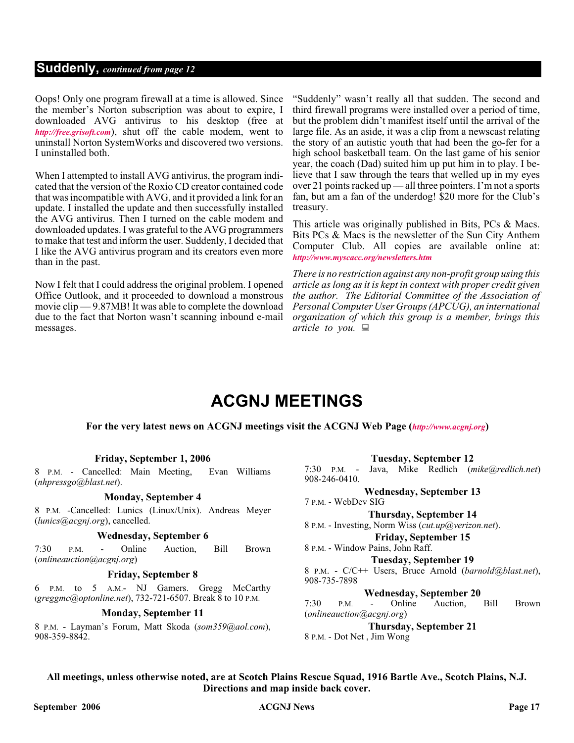## Suddenly, *continued from page 12*

Oops! Only one program firewall at a time is allowed. Since the member's Norton subscription was about to expire, I downloaded AVG antivirus to his desktop (free at *http://free.grisoft.com*), shut off the cable modem, went to uninstall Norton SystemWorks and discovered two versions. I uninstalled both.

When I attempted to install AVG antivirus, the program indicated that the version of the Roxio CD creator contained code that was incompatible with AVG, and it provided a link for an update. I installed the update and then successfully installed the AVG antivirus. Then I turned on the cable modem and downloaded updates. I was grateful to the AVG programmers to make that test and inform the user. Suddenly, I decided that I like the AVG antivirus program and its creators even more than in the past.

Now I felt that I could address the original problem. I opened Office Outlook, and it proceeded to download a monstrous movie clip — 9.87MB! It was able to complete the download due to the fact that Norton wasn't scanning inbound e-mail messages.

"Suddenly" wasn't really all that sudden. The second and third firewall programs were installed over a period of time, but the problem didn't manifest itself until the arrival of the large file. As an aside, it was a clip from a newscast relating the story of an autistic youth that had been the go-fer for a high school basketball team. On the last game of his senior year, the coach (Dad) suited him up put him in to play. I believe that I saw through the tears that welled up in my eyes over 21 points racked up — all three pointers. I'm not a sports fan, but am a fan of the underdog! $20 more for the Club's treasury.

This article was originally published in Bits, PCs & Macs. Bits PCs & Macs is the newsletter of the Sun City Anthem Computer Club. All copies are available online at: *http://www.myscacc.org/newsletters.htm*

*There is no restriction against any non-profit group using this article as long as it is kept in context with proper credit given the author. The Editorial Committee of the Association of Personal Computer User Groups (APCUG), an international organization of which this group is a member, brings this article to you.*

# ACGNJ MEETINGS

**For the very latest news on ACGNJ meetings visit the ACGNJ Web Page (*http://www.acgnj.org*)**

**Friday, September 1, 2006**

8 P.M. - Cancelled: Main Meeting, Evan Williams (*nhpressgo@blast.net*).

**Monday, September 4**

8 P.M. -Cancelled: Lunics (Linux/Unix). Andreas Meyer (*lunics@acgnj.org*), cancelled.

**Wednesday, September 6**

7:30 P.M. - Online Auction, Bill Brown (*onlineauction@acgnj.org*)

**Friday, September 8**

6 P.M. to 5 A.M.- NJ Gamers. Gregg McCarthy (*greggmc@optonline.net*), 732-721-6507. Break 8 to 10 P.M.

**Monday, September 11**

8 P.M. - Layman's Forum, Matt Skoda (*som359@aol.com*), 908-359-8842.

**Tuesday, September 12**

7:30 P.M. - Java, Mike Redlich (*mike@redlich.net*) 908-246-0410.

**Wednesday, September 13**

7 P.M. - WebDev SIG

**Thursday, September 14**

8 P.M. - Investing, Norm Wiss (*cut.up@verizon.net*).

**Friday, September 15**

8 P.M. - Window Pains, John Raff.

**Tuesday, September 19**

8 P.M. - C/C++ Users, Bruce Arnold (*barnold@blast.net*), 908-735-7898

**Wednesday, September 20**

7:30 P.M. - Online Auction, Bill Brown (*onlineauction@acgnj.org*)

**Thursday, September 21**

8 P.M. - Dot Net , Jim Wong

**All meetings, unless otherwise noted, are at Scotch Plains Rescue Squad, 1916 Bartle Ave., Scotch Plains, N.J. Directions and map inside back cover.**